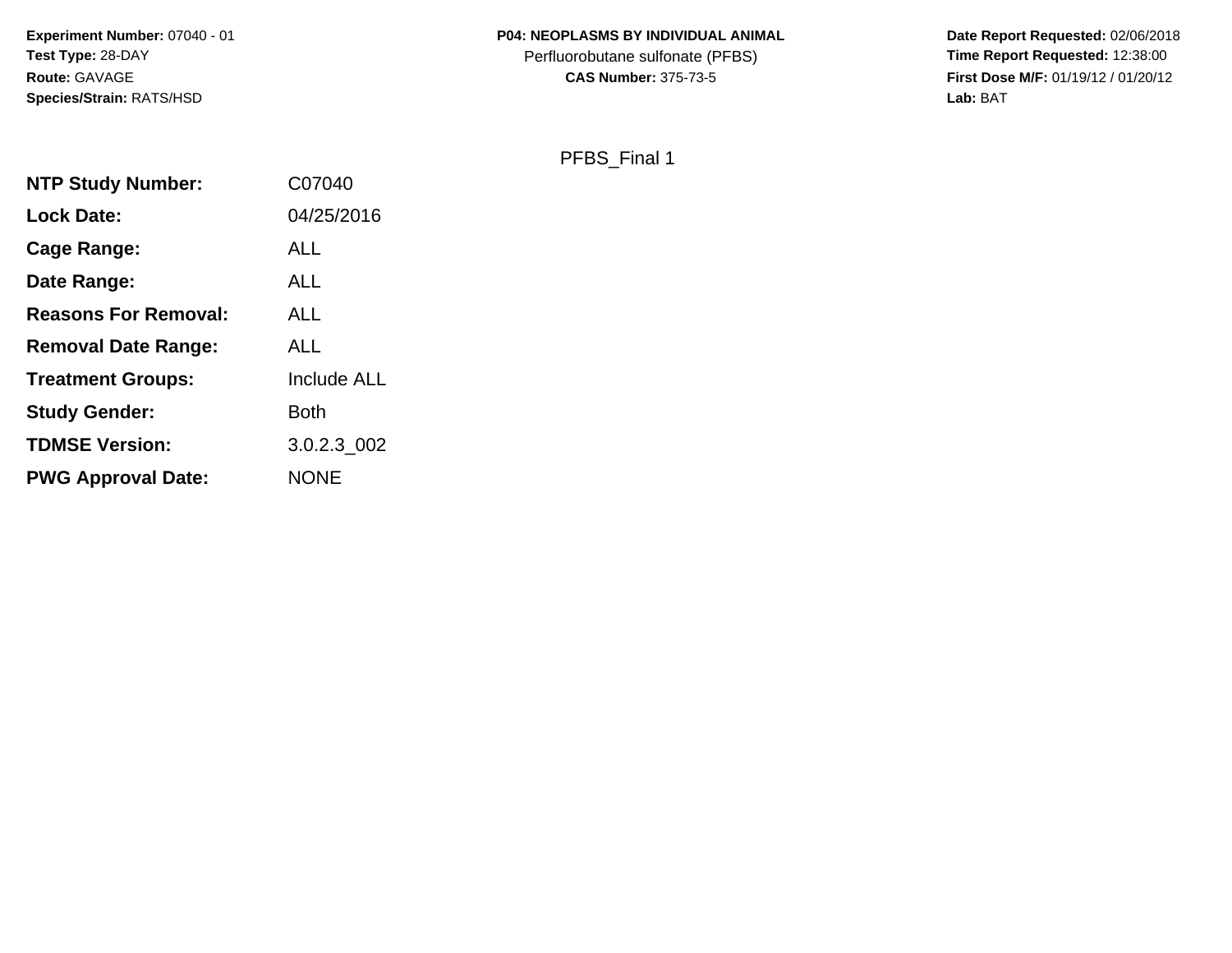**Experiment Number:** 07040 - 01
**Test Type:** 28-DAY
**Route:** GAVAGE
**Species/Strain:** RATS/HSD

**P04: NEOPLASMS BY INDIVIDUAL ANIMAL**
Perfluorobutane sulfonate (PFBS)
**CAS Number:** 375-73-5

**Date Report Requested:** 02/06/2018
**Time Report Requested:** 12:38:00
**First Dose M/F:** 01/19/12 / 01/20/12
**Lab:** BAT

PFBS_Final 1

| | |
|---|---|
| **NTP Study Number:** | C07040 |
| **Lock Date:** | 04/25/2016 |
| **Cage Range:** | ALL |
| **Date Range:** | ALL |
| **Reasons For Removal:** | ALL |
| **Removal Date Range:** | ALL |
| **Treatment Groups:** | Include ALL |
| **Study Gender:** | Both |
| **TDMSE Version:** | 3.0.2.3_002 |
| **PWG Approval Date:** | NONE |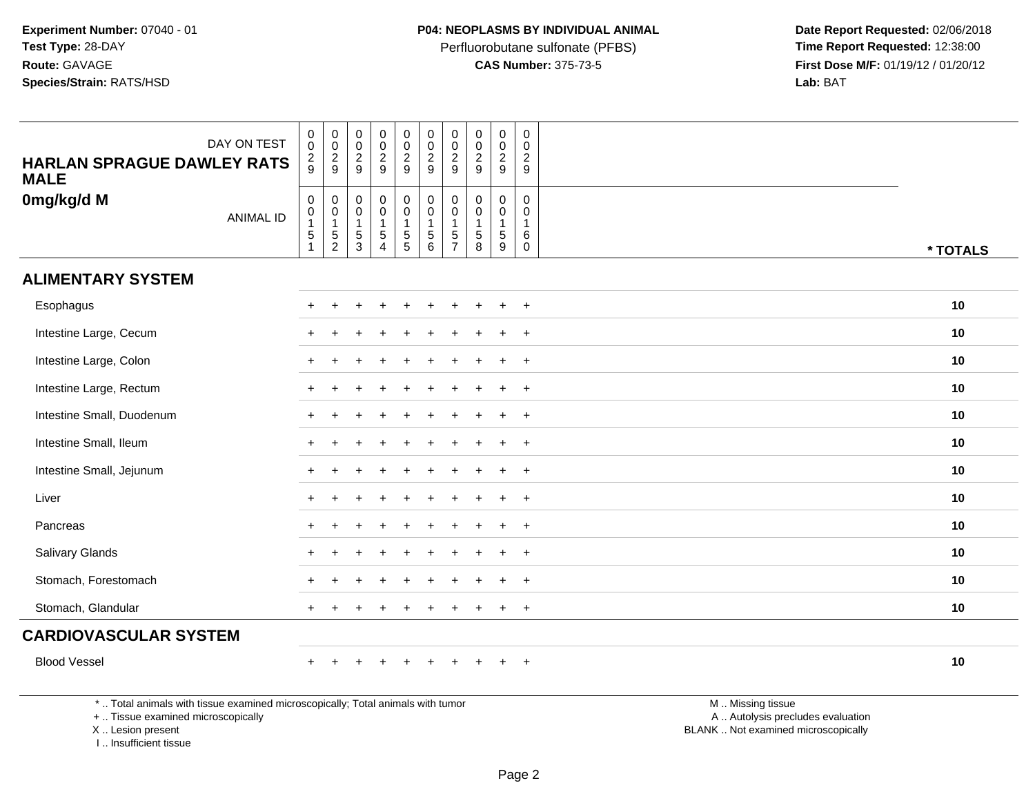**Experiment Number:** 07040 - 01
**Test Type:** 28-DAY
**Route:** GAVAGE
**Species/Strain:** RATS/HSD

**P04: NEOPLASMS BY INDIVIDUAL ANIMAL**
Perfluorobutane sulfonate (PFBS)
**CAS Number:** 375-73-5

**Date Report Requested:** 02/06/2018
**Time Report Requested:** 12:38:00
**First Dose M/F:** 01/19/12 / 01/20/12
**Lab:** BAT

**HARLAN SPRAGUE DAWLEY RATS MALE**
**0mg/kg/d M**

| DAY ON TEST | 0029 | 0029 | 0029 | 0029 | 0029 | 0029 | 0029 | 0029 | 0029 | 0029 | |
|---|---|---|---|---|---|---|---|---|---|---|---|
| ANIMAL ID | 00151 | 00152 | 00153 | 00154 | 00155 | 00156 | 00157 | 00158 | 00159 | 00160 | *** TOTALS** |
| **ALIMENTARY SYSTEM** | | | | | | | | | | | |
| Esophagus | + | + | + | + | + | + | + | + | + | + | **10** |
| Intestine Large, Cecum | + | + | + | + | + | + | + | + | + | + | **10** |
| Intestine Large, Colon | + | + | + | + | + | + | + | + | + | + | **10** |
| Intestine Large, Rectum | + | + | + | + | + | + | + | + | + | + | **10** |
| Intestine Small, Duodenum | + | + | + | + | + | + | + | + | + | + | **10** |
| Intestine Small, Ileum | + | + | + | + | + | + | + | + | + | + | **10** |
| Intestine Small, Jejunum | + | + | + | + | + | + | + | + | + | + | **10** |
| Liver | + | + | + | + | + | + | + | + | + | + | **10** |
| Pancreas | + | + | + | + | + | + | + | + | + | + | **10** |
| Salivary Glands | + | + | + | + | + | + | + | + | + | + | **10** |
| Stomach, Forestomach | + | + | + | + | + | + | + | + | + | + | **10** |
| Stomach, Glandular | + | + | + | + | + | + | + | + | + | + | **10** |
| **CARDIOVASCULAR SYSTEM** | | | | | | | | | | | |
| Blood Vessel | + | + | + | + | + | + | + | + | + | + | **10** |

* .. Total animals with tissue examined microscopically; Total animals with tumor
+ .. Tissue examined microscopically
X .. Lesion present
I .. Insufficient tissue

M .. Missing tissue
A .. Autolysis precludes evaluation
BLANK .. Not examined microscopically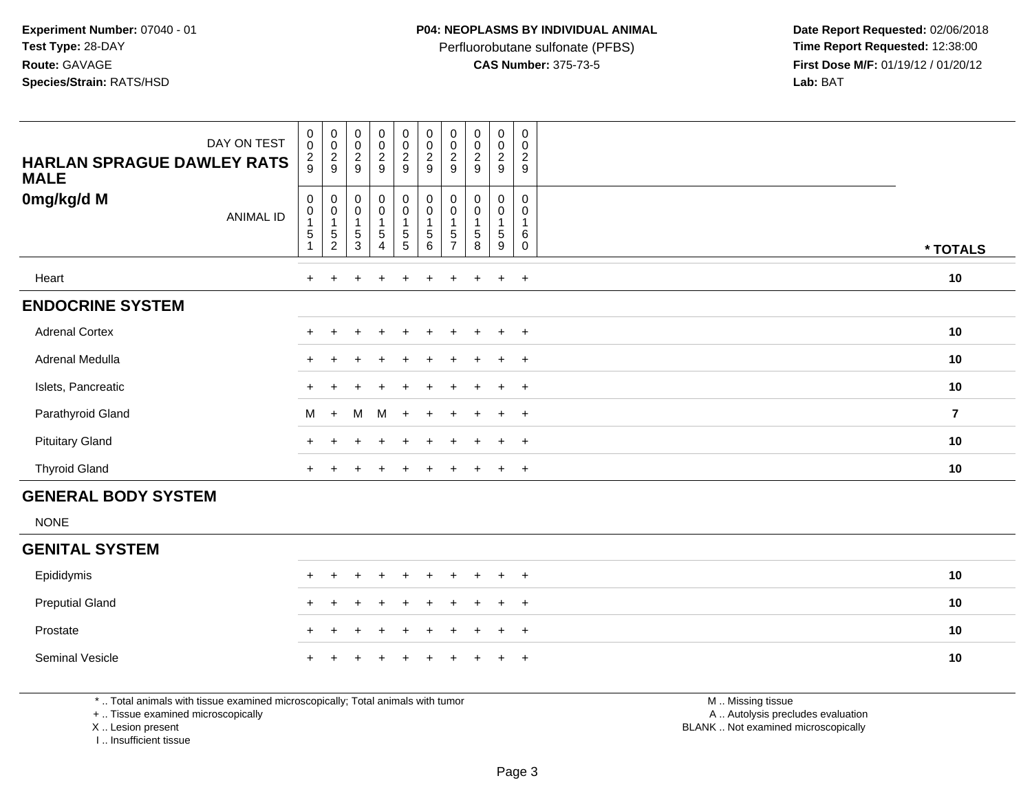**Experiment Number:** 07040 - 01
**Test Type:** 28-DAY
**Route:** GAVAGE
**Species/Strain:** RATS/HSD

**P04: NEOPLASMS BY INDIVIDUAL ANIMAL**
Perfluorobutane sulfonate (PFBS)
**CAS Number:** 375-73-5

**Date Report Requested:** 02/06/2018
**Time Report Requested:** 12:38:00
**First Dose M/F:** 01/19/12 / 01/20/12
**Lab:** BAT

| HARLAN SPRAGUE DAWLEY RATS MALE 0mg/kg/d M | DAY ON TEST | 0029 | 0029 | 0029 | 0029 | 0029 | 0029 | 0029 | 0029 | 0029 | 0029 | |
|---|---|---|---|---|---|---|---|---|---|---|---|---|
| | ANIMAL ID | 00151 | 00152 | 00153 | 00154 | 00155 | 00156 | 00157 | 00158 | 00159 | 00160 | * TOTALS |
| Heart | | + | + | + | + | + | + | + | + | + | + | 10 |
| **ENDOCRINE SYSTEM** | | | | | | | | | | | | |
| Adrenal Cortex | | + | + | + | + | + | + | + | + | + | + | 10 |
| Adrenal Medulla | | + | + | + | + | + | + | + | + | + | + | 10 |
| Islets, Pancreatic | | + | + | + | + | + | + | + | + | + | + | 10 |
| Parathyroid Gland | | M | + | M | M | + | + | + | + | + | + | 7 |
| Pituitary Gland | | + | + | + | + | + | + | + | + | + | + | 10 |
| Thyroid Gland | | + | + | + | + | + | + | + | + | + | + | 10 |
| **GENERAL BODY SYSTEM** | | | | | | | | | | | | |
| NONE | | | | | | | | | | | | |
| **GENITAL SYSTEM** | | | | | | | | | | | | |
| Epididymis | | + | + | + | + | + | + | + | + | + | + | 10 |
| Preputial Gland | | + | + | + | + | + | + | + | + | + | + | 10 |
| Prostate | | + | + | + | + | + | + | + | + | + | + | 10 |
| Seminal Vesicle | | + | + | + | + | + | + | + | + | + | + | 10 |

* .. Total animals with tissue examined microscopically; Total animals with tumor
+ .. Tissue examined microscopically
X .. Lesion present
I .. Insufficient tissue

M .. Missing tissue
A .. Autolysis precludes evaluation
BLANK .. Not examined microscopically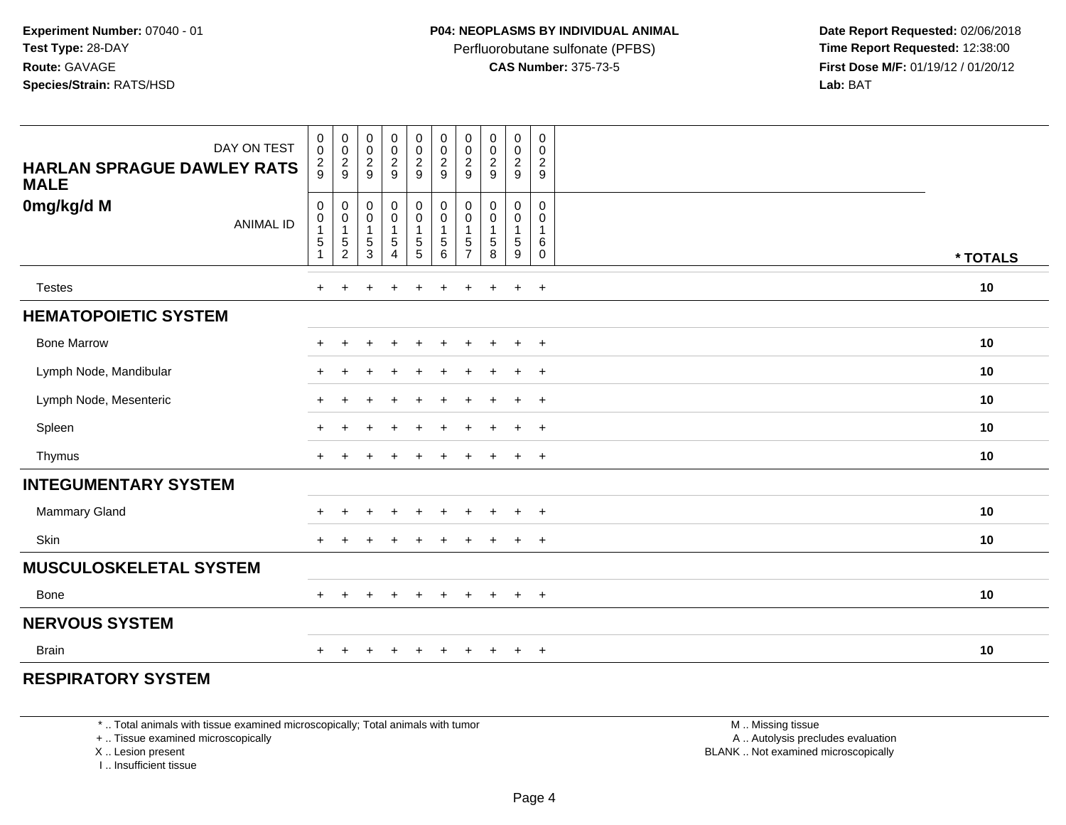**Experiment Number:** 07040 - 01
**Test Type:** 28-DAY
**Route:** GAVAGE
**Species/Strain:** RATS/HSD

**P04: NEOPLASMS BY INDIVIDUAL ANIMAL**
Perfluorobutane sulfonate (PFBS)
**CAS Number:** 375-73-5

**Date Report Requested:** 02/06/2018
**Time Report Requested:** 12:38:00
**First Dose M/F:** 01/19/12 / 01/20/12
**Lab:** BAT

| HARLAN SPRAGUE DAWLEY RATS MALE 0mg/kg/d M | | | | | | | | | | | |
|---|---|---|---|---|---|---|---|---|---|---|---|
| DAY ON TEST | 0029 | 0029 | 0029 | 0029 | 0029 | 0029 | 0029 | 0029 | 0029 | 0029 | |
| ANIMAL ID | 00151 | 00152 | 00153 | 00154 | 00155 | 00156 | 00157 | 00158 | 00159 | 00160 | * TOTALS |
| Testes | + | + | + | + | + | + | + | + | + | + | 10 |
| **HEMATOPOIETIC SYSTEM** | | | | | | | | | | | |
| Bone Marrow | + | + | + | + | + | + | + | + | + | + | 10 |
| Lymph Node, Mandibular | + | + | + | + | + | + | + | + | + | + | 10 |
| Lymph Node, Mesenteric | + | + | + | + | + | + | + | + | + | + | 10 |
| Spleen | + | + | + | + | + | + | + | + | + | + | 10 |
| Thymus | + | + | + | + | + | + | + | + | + | + | 10 |
| **INTEGUMENTARY SYSTEM** | | | | | | | | | | | |
| Mammary Gland | + | + | + | + | + | + | + | + | + | + | 10 |
| Skin | + | + | + | + | + | + | + | + | + | + | 10 |
| **MUSCULOSKELETAL SYSTEM** | | | | | | | | | | | |
| Bone | + | + | + | + | + | + | + | + | + | + | 10 |
| **NERVOUS SYSTEM** | | | | | | | | | | | |
| Brain | + | + | + | + | + | + | + | + | + | + | 10 |
| **RESPIRATORY SYSTEM** | | | | | | | | | | | |

* .. Total animals with tissue examined microscopically; Total animals with tumor
+ .. Tissue examined microscopically
X .. Lesion present
I .. Insufficient tissue

M .. Missing tissue
A .. Autolysis precludes evaluation
BLANK .. Not examined microscopically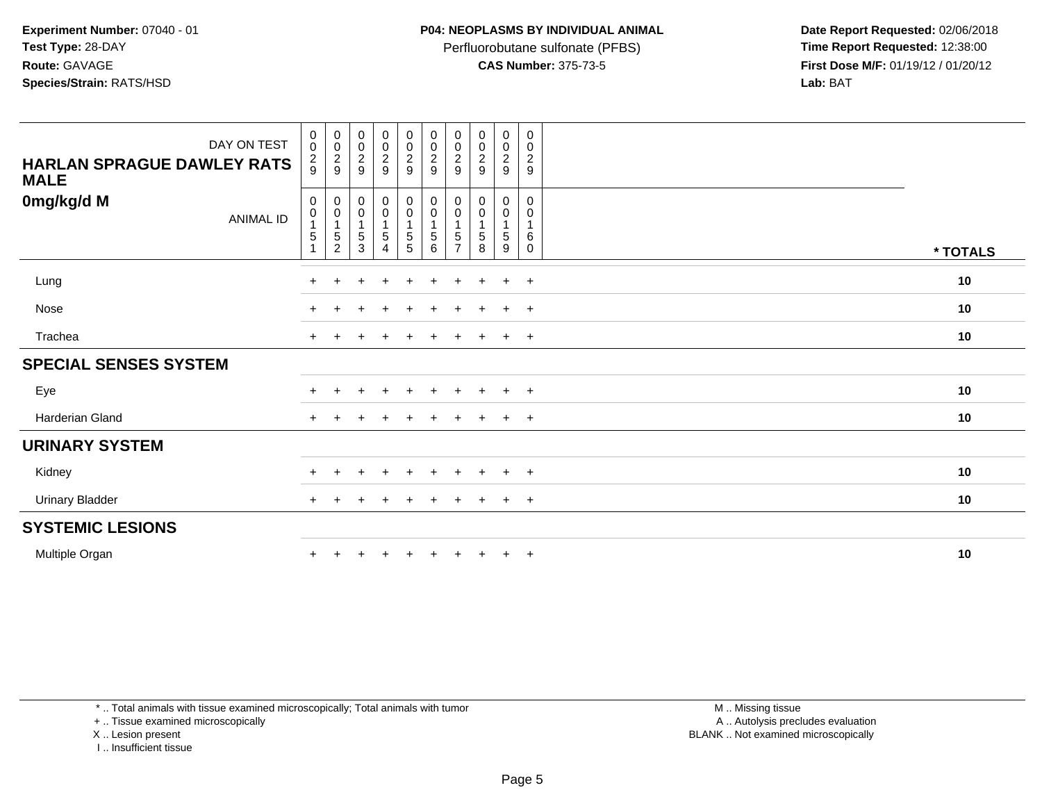**Experiment Number:** 07040 - 01
**Test Type:** 28-DAY
**Route:** GAVAGE
**Species/Strain:** RATS/HSD

**P04: NEOPLASMS BY INDIVIDUAL ANIMAL**
Perfluorobutane sulfonate (PFBS)
**CAS Number:** 375-73-5

**Date Report Requested:** 02/06/2018
**Time Report Requested:** 12:38:00
**First Dose M/F:** 01/19/12 / 01/20/12
**Lab:** BAT

| DAY ON TEST | 0029 | 0029 | 0029 | 0029 | 0029 | 0029 | 0029 | 0029 | 0029 | 0029 | |
|---|---|---|---|---|---|---|---|---|---|---|---|
| **HARLAN SPRAGUE DAWLEY RATS MALE** | | | | | | | | | | | |
| **0mg/kg/d M** ANIMAL ID | 00151 | 00152 | 00153 | 00154 | 00155 | 00156 | 00157 | 00158 | 00159 | 00160 | **\* TOTALS** |
| Lung | + | + | + | + | + | + | + | + | + | + | **10** |
| Nose | + | + | + | + | + | + | + | + | + | + | **10** |
| Trachea | + | + | + | + | + | + | + | + | + | + | **10** |
| **SPECIAL SENSES SYSTEM** | | | | | | | | | | | |
| Eye | + | + | + | + | + | + | + | + | + | + | **10** |
| Harderian Gland | + | + | + | + | + | + | + | + | + | + | **10** |
| **URINARY SYSTEM** | | | | | | | | | | | |
| Kidney | + | + | + | + | + | + | + | + | + | + | **10** |
| Urinary Bladder | + | + | + | + | + | + | + | + | + | + | **10** |
| **SYSTEMIC LESIONS** | | | | | | | | | | | |
| Multiple Organ | + | + | + | + | + | + | + | + | + | + | **10** |

\* .. Total animals with tissue examined microscopically; Total animals with tumor
\+ .. Tissue examined microscopically
X .. Lesion present
I .. Insufficient tissue

M .. Missing tissue
A .. Autolysis precludes evaluation
BLANK .. Not examined microscopically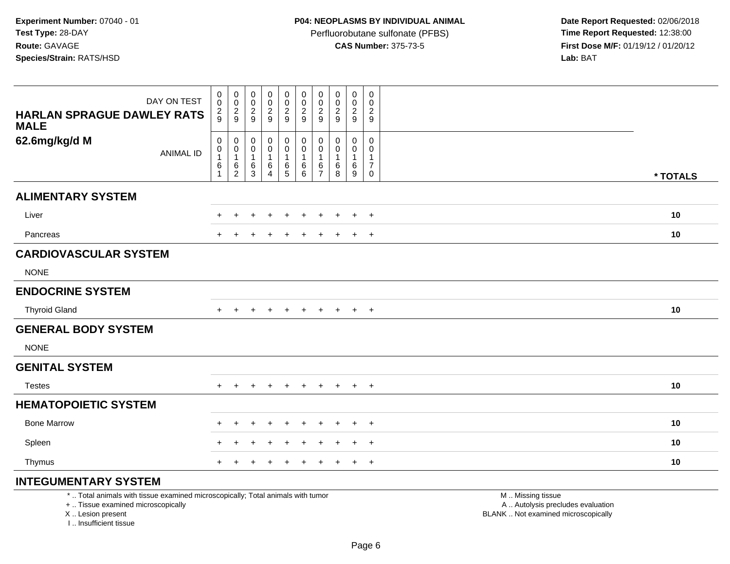**Experiment Number:** 07040 - 01
**Test Type:** 28-DAY
**Route:** GAVAGE
**Species/Strain:** RATS/HSD

**P04: NEOPLASMS BY INDIVIDUAL ANIMAL**
Perfluorobutane sulfonate (PFBS)
**CAS Number:** 375-73-5

**Date Report Requested:** 02/06/2018
**Time Report Requested:** 12:38:00
**First Dose M/F:** 01/19/12 / 01/20/12
**Lab:** BAT

| DAY ON TEST | 0029 | 0029 | 0029 | 0029 | 0029 | 0029 | 0029 | 0029 | 0029 | 0029 | |
|---|---|---|---|---|---|---|---|---|---|---|---|
| **HARLAN SPRAGUE DAWLEY RATS MALE** | | | | | | | | | | | |
| **62.6mg/kg/d M** ANIMAL ID | 00161 | 00162 | 00163 | 00164 | 00165 | 00166 | 00167 | 00168 | 00169 | 00170 | *** TOTALS** |
| **ALIMENTARY SYSTEM** | | | | | | | | | | | |
| Liver | + | + | + | + | + | + | + | + | + | + | **10** |
| Pancreas | + | + | + | + | + | + | + | + | + | + | **10** |
| **CARDIOVASCULAR SYSTEM** | | | | | | | | | | | |
| NONE | | | | | | | | | | | |
| **ENDOCRINE SYSTEM** | | | | | | | | | | | |
| Thyroid Gland | + | + | + | + | + | + | + | + | + | + | **10** |
| **GENERAL BODY SYSTEM** | | | | | | | | | | | |
| NONE | | | | | | | | | | | |
| **GENITAL SYSTEM** | | | | | | | | | | | |
| Testes | + | + | + | + | + | + | + | + | + | + | **10** |
| **HEMATOPOIETIC SYSTEM** | | | | | | | | | | | |
| Bone Marrow | + | + | + | + | + | + | + | + | + | + | **10** |
| Spleen | + | + | + | + | + | + | + | + | + | + | **10** |
| Thymus | + | + | + | + | + | + | + | + | + | + | **10** |
| **INTEGUMENTARY SYSTEM** | | | | | | | | | | | |

* .. Total animals with tissue examined microscopically; Total animals with tumor
+ .. Tissue examined microscopically
X .. Lesion present
I .. Insufficient tissue

M .. Missing tissue
A .. Autolysis precludes evaluation
BLANK .. Not examined microscopically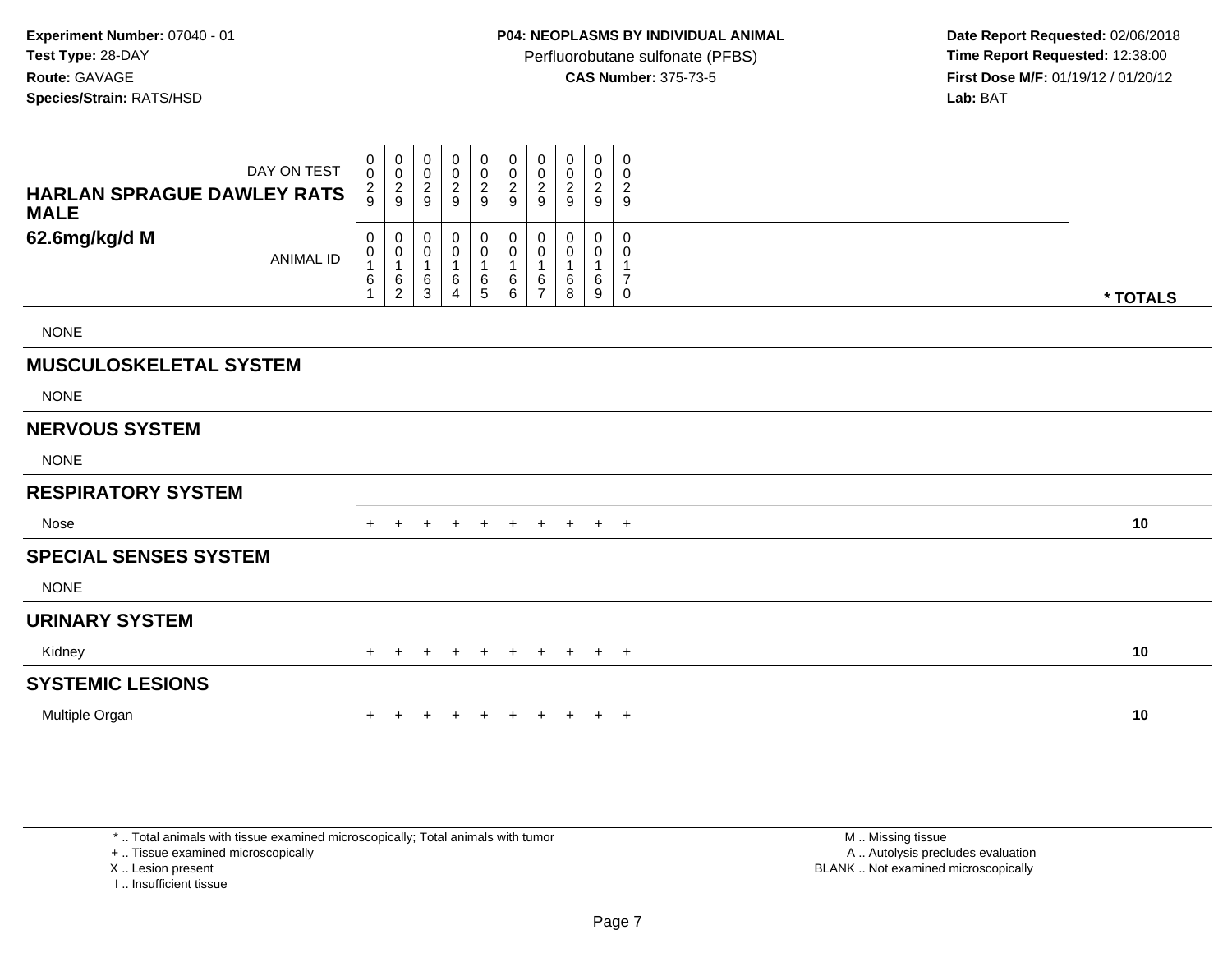**Experiment Number:** 07040 - 01
**Test Type:** 28-DAY
**Route:** GAVAGE
**Species/Strain:** RATS/HSD

**P04: NEOPLASMS BY INDIVIDUAL ANIMAL**
Perfluorobutane sulfonate (PFBS)
**CAS Number:** 375-73-5

**Date Report Requested:** 02/06/2018
**Time Report Requested:** 12:38:00
**First Dose M/F:** 01/19/12 / 01/20/12
**Lab:** BAT

| HARLAN SPRAGUE DAWLEY RATS MALE 62.6mg/kg/d M | | | | | | | | | | | |
|---|---|---|---|---|---|---|---|---|---|---|---|
| DAY ON TEST | 0029 | 0029 | 0029 | 0029 | 0029 | 0029 | 0029 | 0029 | 0029 | 0029 | |
| ANIMAL ID | 00161 | 00162 | 00163 | 00164 | 00165 | 00166 | 00167 | 00168 | 00169 | 00170 | * TOTALS |
| NONE | | | | | | | | | | | |
| **MUSCULOSKELETAL SYSTEM** | | | | | | | | | | | |
| NONE | | | | | | | | | | | |
| **NERVOUS SYSTEM** | | | | | | | | | | | |
| NONE | | | | | | | | | | | |
| **RESPIRATORY SYSTEM** | | | | | | | | | | | |
| Nose | + | + | + | + | + | + | + | + | + | + | 10 |
| **SPECIAL SENSES SYSTEM** | | | | | | | | | | | |
| NONE | | | | | | | | | | | |
| **URINARY SYSTEM** | | | | | | | | | | | |
| Kidney | + | + | + | + | + | + | + | + | + | + | 10 |
| **SYSTEMIC LESIONS** | | | | | | | | | | | |
| Multiple Organ | + | + | + | + | + | + | + | + | + | + | 10 |

* .. Total animals with tissue examined microscopically; Total animals with tumor
+ .. Tissue examined microscopically
X .. Lesion present
I .. Insufficient tissue

M .. Missing tissue
A .. Autolysis precludes evaluation
BLANK .. Not examined microscopically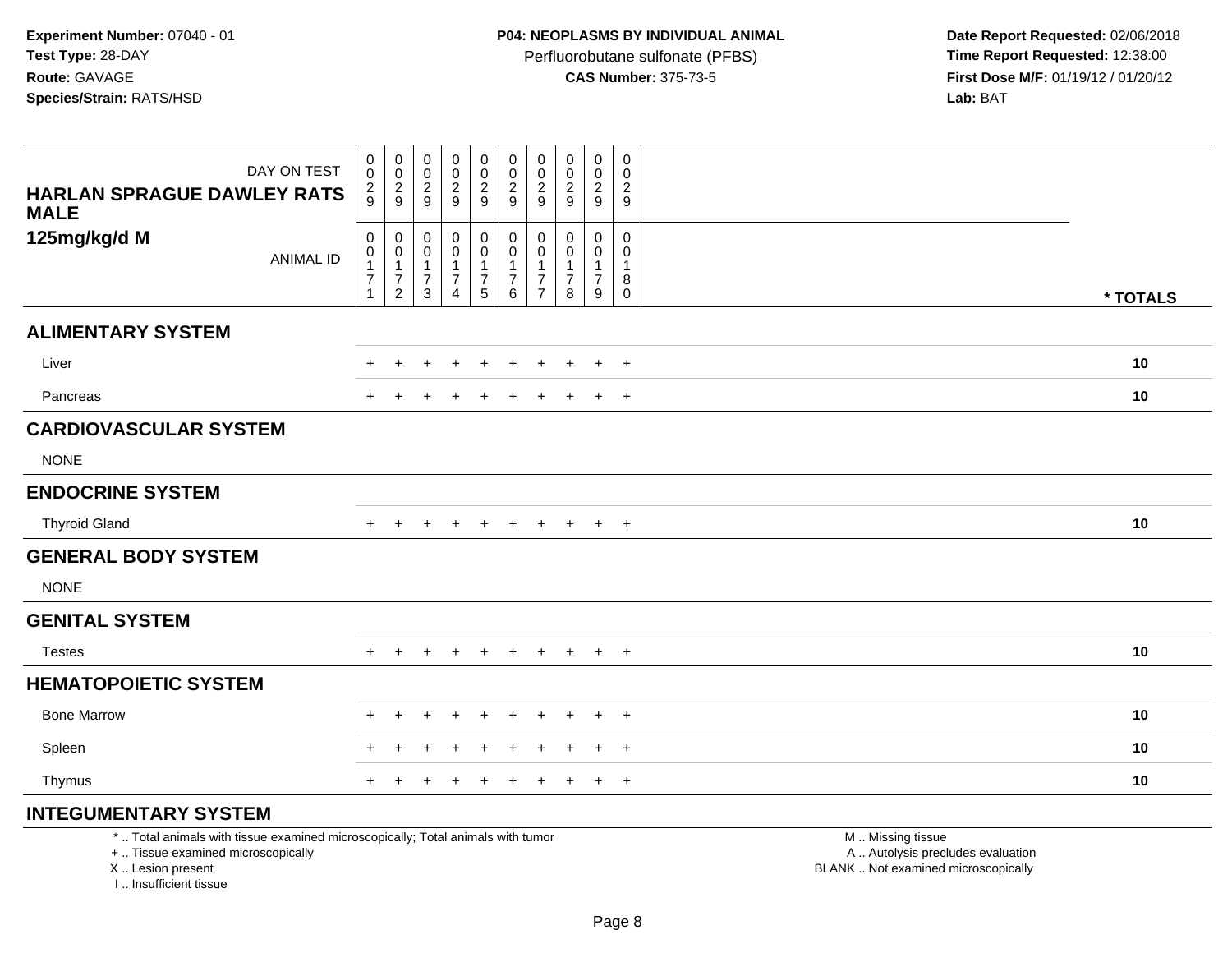**Experiment Number:** 07040 - 01
**Test Type:** 28-DAY
**Route:** GAVAGE
**Species/Strain:** RATS/HSD

**P04: NEOPLASMS BY INDIVIDUAL ANIMAL**
Perfluorobutane sulfonate (PFBS)
**CAS Number:** 375-73-5

**Date Report Requested:** 02/06/2018
**Time Report Requested:** 12:38:00
**First Dose M/F:** 01/19/12 / 01/20/12
**Lab:** BAT

| HARLAN SPRAGUE DAWLEY RATS MALE 125mg/kg/d M | | | | | | | | | | | |
|---|---|---|---|---|---|---|---|---|---|---|---|
| DAY ON TEST | 0029 | 0029 | 0029 | 0029 | 0029 | 0029 | 0029 | 0029 | 0029 | 0029 | |
| ANIMAL ID | 00171 | 00172 | 00173 | 00174 | 00175 | 00176 | 00177 | 00178 | 00179 | 00180 | * TOTALS |
| **ALIMENTARY SYSTEM** | | | | | | | | | | | |
| Liver | + | + | + | + | + | + | + | + | + | + | 10 |
| Pancreas | + | + | + | + | + | + | + | + | + | + | 10 |
| **CARDIOVASCULAR SYSTEM** | | | | | | | | | | | |
| NONE | | | | | | | | | | | |
| **ENDOCRINE SYSTEM** | | | | | | | | | | | |
| Thyroid Gland | + | + | + | + | + | + | + | + | + | + | 10 |
| **GENERAL BODY SYSTEM** | | | | | | | | | | | |
| NONE | | | | | | | | | | | |
| **GENITAL SYSTEM** | | | | | | | | | | | |
| Testes | + | + | + | + | + | + | + | + | + | + | 10 |
| **HEMATOPOIETIC SYSTEM** | | | | | | | | | | | |
| Bone Marrow | + | + | + | + | + | + | + | + | + | + | 10 |
| Spleen | + | + | + | + | + | + | + | + | + | + | 10 |
| Thymus | + | + | + | + | + | + | + | + | + | + | 10 |
| **INTEGUMENTARY SYSTEM** | | | | | | | | | | | |

* .. Total animals with tissue examined microscopically; Total animals with tumor
+ .. Tissue examined microscopically
X .. Lesion present
I .. Insufficient tissue

M .. Missing tissue
A .. Autolysis precludes evaluation
BLANK .. Not examined microscopically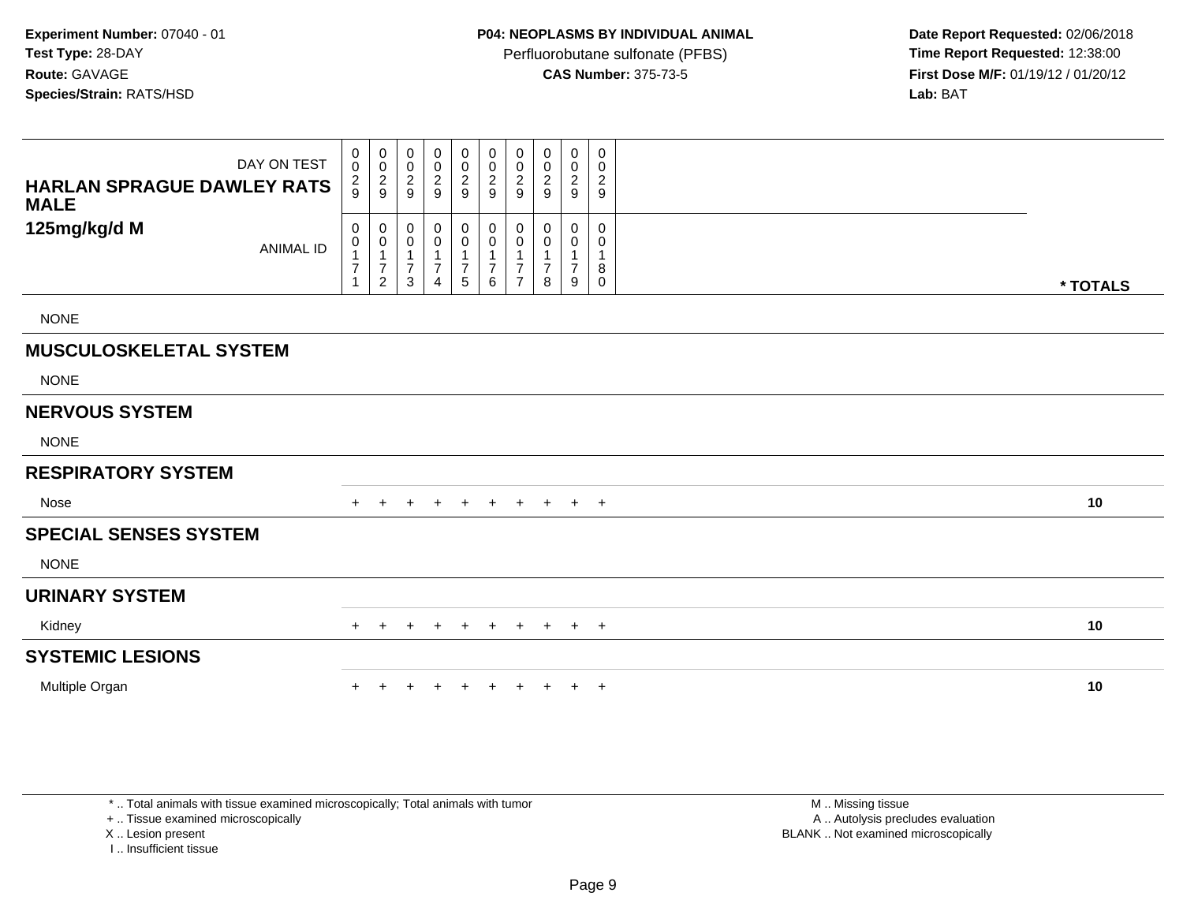**Experiment Number:** 07040 - 01
**Test Type:** 28-DAY
**Route:** GAVAGE
**Species/Strain:** RATS/HSD

**P04: NEOPLASMS BY INDIVIDUAL ANIMAL**
Perfluorobutane sulfonate (PFBS)
**CAS Number:** 375-73-5

**Date Report Requested:** 02/06/2018
**Time Report Requested:** 12:38:00
**First Dose M/F:** 01/19/12 / 01/20/12
**Lab:** BAT

| HARLAN SPRAGUE DAWLEY RATS MALE 125mg/kg/d M | | | | | | | | | | | |
|---|---|---|---|---|---|---|---|---|---|---|---|
| DAY ON TEST | 0029 | 0029 | 0029 | 0029 | 0029 | 0029 | 0029 | 0029 | 0029 | 0029 | |
| ANIMAL ID | 00171 | 00172 | 00173 | 00174 | 00175 | 00176 | 00177 | 00178 | 00179 | 00180 | * TOTALS |
| NONE | | | | | | | | | | | |
| **MUSCULOSKELETAL SYSTEM** | | | | | | | | | | | |
| NONE | | | | | | | | | | | |
| **NERVOUS SYSTEM** | | | | | | | | | | | |
| NONE | | | | | | | | | | | |
| **RESPIRATORY SYSTEM** | | | | | | | | | | | |
| Nose | + | + | + | + | + | + | + | + | + | + | 10 |
| **SPECIAL SENSES SYSTEM** | | | | | | | | | | | |
| NONE | | | | | | | | | | | |
| **URINARY SYSTEM** | | | | | | | | | | | |
| Kidney | + | + | + | + | + | + | + | + | + | + | 10 |
| **SYSTEMIC LESIONS** | | | | | | | | | | | |
| Multiple Organ | + | + | + | + | + | + | + | + | + | + | 10 |

* .. Total animals with tissue examined microscopically; Total animals with tumor
+ .. Tissue examined microscopically
X .. Lesion present
I .. Insufficient tissue

M .. Missing tissue
A .. Autolysis precludes evaluation
BLANK .. Not examined microscopically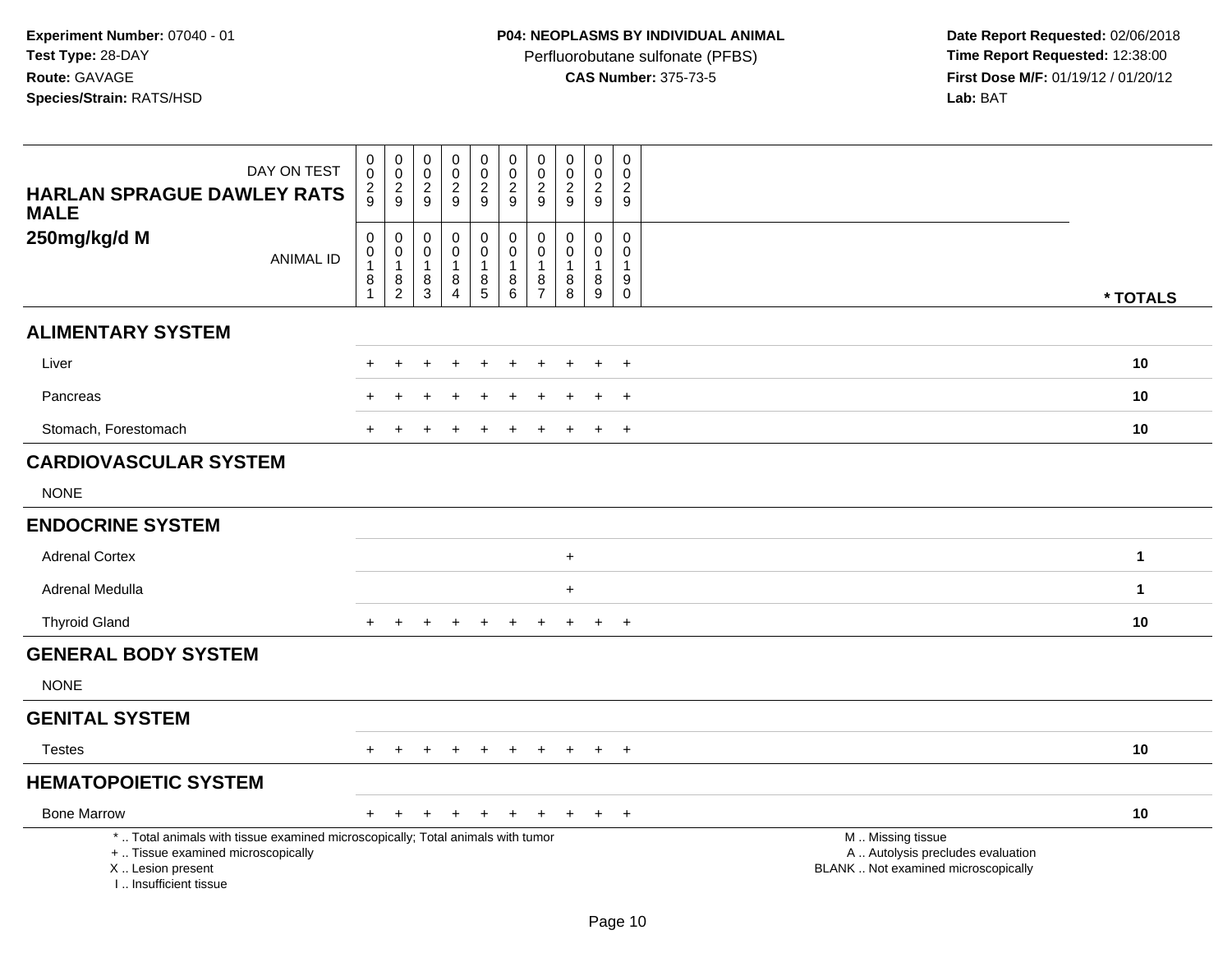**Experiment Number:** 07040 - 01
**Test Type:** 28-DAY
**Route:** GAVAGE
**Species/Strain:** RATS/HSD

**P04: NEOPLASMS BY INDIVIDUAL ANIMAL**
Perfluorobutane sulfonate (PFBS)
**CAS Number:** 375-73-5

**Date Report Requested:** 02/06/2018
**Time Report Requested:** 12:38:00
**First Dose M/F:** 01/19/12 / 01/20/12
**Lab:** BAT

| HARLAN SPRAGUE DAWLEY RATS MALE 250mg/kg/d M | | | | | | | | | | | |
|---|---|---|---|---|---|---|---|---|---|---|---|
| DAY ON TEST | 0029 | 0029 | 0029 | 0029 | 0029 | 0029 | 0029 | 0029 | 0029 | 0029 | |
| ANIMAL ID | 00181 | 00182 | 00183 | 00184 | 00185 | 00186 | 00187 | 00188 | 00189 | 00190 | * TOTALS |
| **ALIMENTARY SYSTEM** | | | | | | | | | | | |
| Liver | + | + | + | + | + | + | + | + | + | + | 10 |
| Pancreas | + | + | + | + | + | + | + | + | + | + | 10 |
| Stomach, Forestomach | + | + | + | + | + | + | + | + | + | + | 10 |
| **CARDIOVASCULAR SYSTEM** | | | | | | | | | | | |
| NONE | | | | | | | | | | | |
| **ENDOCRINE SYSTEM** | | | | | | | | | | | |
| Adrenal Cortex | | | | | | | | + | | | 1 |
| Adrenal Medulla | | | | | | | | + | | | 1 |
| Thyroid Gland | + | + | + | + | + | + | + | + | + | + | 10 |
| **GENERAL BODY SYSTEM** | | | | | | | | | | | |
| NONE | | | | | | | | | | | |
| **GENITAL SYSTEM** | | | | | | | | | | | |
| Testes | + | + | + | + | + | + | + | + | + | + | 10 |
| **HEMATOPOIETIC SYSTEM** | | | | | | | | | | | |
| Bone Marrow | + | + | + | + | + | + | + | + | + | + | 10 |

\* .. Total animals with tissue examined microscopically; Total animals with tumor
\+ .. Tissue examined microscopically
X .. Lesion present
I .. Insufficient tissue

M .. Missing tissue
A .. Autolysis precludes evaluation
BLANK .. Not examined microscopically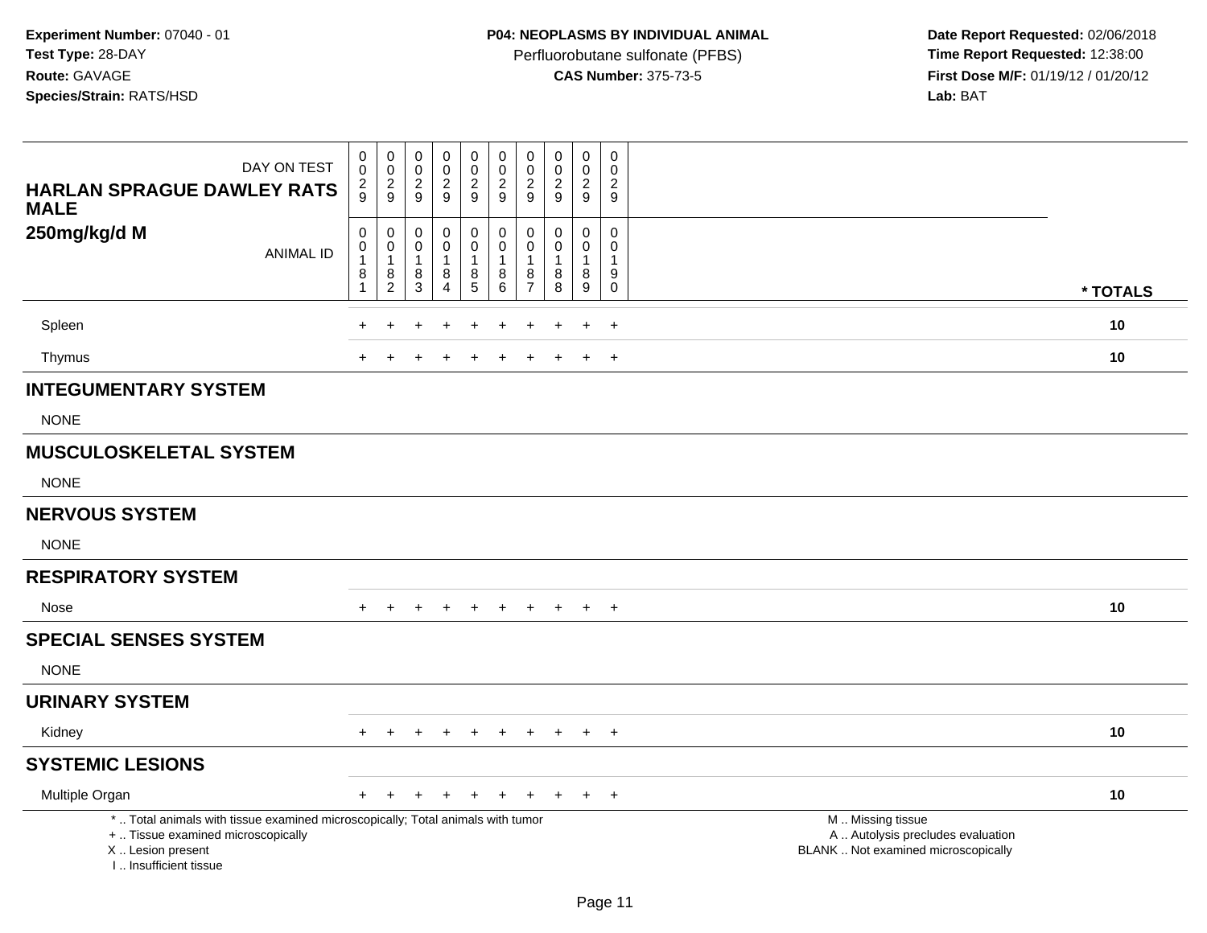**Experiment Number:** 07040 - 01
**Test Type:** 28-DAY
**Route:** GAVAGE
**Species/Strain:** RATS/HSD

**P04: NEOPLASMS BY INDIVIDUAL ANIMAL**
Perfluorobutane sulfonate (PFBS)
**CAS Number:** 375-73-5

**Date Report Requested:** 02/06/2018
**Time Report Requested:** 12:38:00
**First Dose M/F:** 01/19/12 / 01/20/12
**Lab:** BAT

| DAY ON TEST | 0029 | 0029 | 0029 | 0029 | 0029 | 0029 | 0029 | 0029 | 0029 | 0029 | |
|---|---|---|---|---|---|---|---|---|---|---|---|
| **HARLAN SPRAGUE DAWLEY RATS MALE 250mg/kg/d M** ANIMAL ID | 00181 | 00182 | 00183 | 00184 | 00185 | 00186 | 00187 | 00188 | 00189 | 00190 | *** TOTALS** |
| Spleen | + | + | + | + | + | + | + | + | + | + | **10** |
| Thymus | + | + | + | + | + | + | + | + | + | + | **10** |
| **INTEGUMENTARY SYSTEM** | | | | | | | | | | | |
| NONE | | | | | | | | | | | |
| **MUSCULOSKELETAL SYSTEM** | | | | | | | | | | | |
| NONE | | | | | | | | | | | |
| **NERVOUS SYSTEM** | | | | | | | | | | | |
| NONE | | | | | | | | | | | |
| **RESPIRATORY SYSTEM** | | | | | | | | | | | |
| Nose | + | + | + | + | + | + | + | + | + | + | **10** |
| **SPECIAL SENSES SYSTEM** | | | | | | | | | | | |
| NONE | | | | | | | | | | | |
| **URINARY SYSTEM** | | | | | | | | | | | |
| Kidney | + | + | + | + | + | + | + | + | + | + | **10** |
| **SYSTEMIC LESIONS** | | | | | | | | | | | |
| Multiple Organ | + | + | + | + | + | + | + | + | + | + | **10** |

* .. Total animals with tissue examined microscopically; Total animals with tumor
+ .. Tissue examined microscopically
X .. Lesion present
I .. Insufficient tissue

M .. Missing tissue
A .. Autolysis precludes evaluation
BLANK .. Not examined microscopically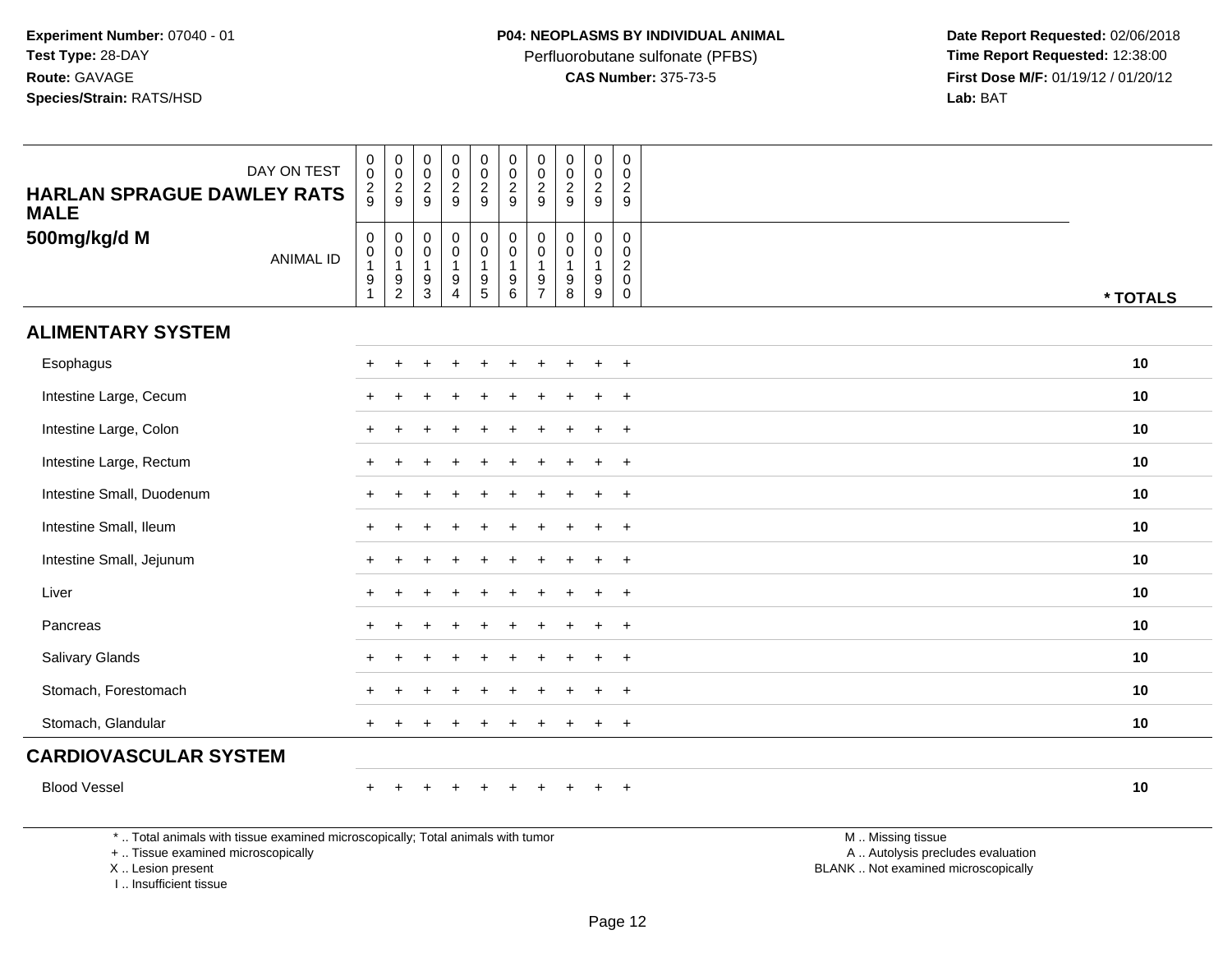**Experiment Number:** 07040 - 01
**Test Type:** 28-DAY
**Route:** GAVAGE
**Species/Strain:** RATS/HSD

**P04: NEOPLASMS BY INDIVIDUAL ANIMAL**
Perfluorobutane sulfonate (PFBS)
**CAS Number:** 375-73-5

**Date Report Requested:** 02/06/2018
**Time Report Requested:** 12:38:00
**First Dose M/F:** 01/19/12 / 01/20/12
**Lab:** BAT

| HARLAN SPRAGUE DAWLEY RATS MALE 500mg/kg/d M — DAY ON TEST | 0029 | 0029 | 0029 | 0029 | 0029 | 0029 | 0029 | 0029 | 0029 | 0029 | |
|---|---|---|---|---|---|---|---|---|---|---|---|
| ANIMAL ID | 00191 | 00192 | 00193 | 00194 | 00195 | 00196 | 00197 | 00198 | 00199 | 00200 | * TOTALS |
| **ALIMENTARY SYSTEM** | | | | | | | | | | | |
| Esophagus | + | + | + | + | + | + | + | + | + | + | 10 |
| Intestine Large, Cecum | + | + | + | + | + | + | + | + | + | + | 10 |
| Intestine Large, Colon | + | + | + | + | + | + | + | + | + | + | 10 |
| Intestine Large, Rectum | + | + | + | + | + | + | + | + | + | + | 10 |
| Intestine Small, Duodenum | + | + | + | + | + | + | + | + | + | + | 10 |
| Intestine Small, Ileum | + | + | + | + | + | + | + | + | + | + | 10 |
| Intestine Small, Jejunum | + | + | + | + | + | + | + | + | + | + | 10 |
| Liver | + | + | + | + | + | + | + | + | + | + | 10 |
| Pancreas | + | + | + | + | + | + | + | + | + | + | 10 |
| Salivary Glands | + | + | + | + | + | + | + | + | + | + | 10 |
| Stomach, Forestomach | + | + | + | + | + | + | + | + | + | + | 10 |
| Stomach, Glandular | + | + | + | + | + | + | + | + | + | + | 10 |
| **CARDIOVASCULAR SYSTEM** | | | | | | | | | | | |
| Blood Vessel | + | + | + | + | + | + | + | + | + | + | 10 |

* .. Total animals with tissue examined microscopically; Total animals with tumor
+ .. Tissue examined microscopically
X .. Lesion present
I .. Insufficient tissue

M .. Missing tissue
A .. Autolysis precludes evaluation
BLANK .. Not examined microscopically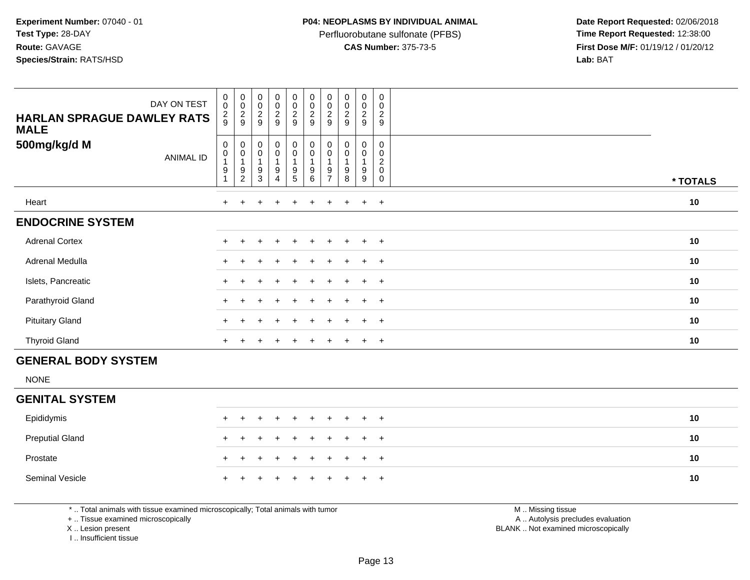**Experiment Number:** 07040 - 01
**Test Type:** 28-DAY
**Route:** GAVAGE
**Species/Strain:** RATS/HSD

**P04: NEOPLASMS BY INDIVIDUAL ANIMAL**
Perfluorobutane sulfonate (PFBS)
**CAS Number:** 375-73-5

**Date Report Requested:** 02/06/2018
**Time Report Requested:** 12:38:00
**First Dose M/F:** 01/19/12 / 01/20/12
**Lab:** BAT

| DAY ON TEST | 029 | 029 | 029 | 029 | 029 | 029 | 029 | 029 | 029 | 029 | |
|---|---|---|---|---|---|---|---|---|---|---|---|
| **HARLAN SPRAGUE DAWLEY RATS MALE 500mg/kg/d M** ANIMAL ID | 00191 | 00192 | 00193 | 00194 | 00195 | 00196 | 00197 | 00198 | 00199 | 00200 | *** TOTALS** |
| Heart | + | + | + | + | + | + | + | + | + | + | **10** |
| **ENDOCRINE SYSTEM** | | | | | | | | | | | |
| Adrenal Cortex | + | + | + | + | + | + | + | + | + | + | **10** |
| Adrenal Medulla | + | + | + | + | + | + | + | + | + | + | **10** |
| Islets, Pancreatic | + | + | + | + | + | + | + | + | + | + | **10** |
| Parathyroid Gland | + | + | + | + | + | + | + | + | + | + | **10** |
| Pituitary Gland | + | + | + | + | + | + | + | + | + | + | **10** |
| Thyroid Gland | + | + | + | + | + | + | + | + | + | + | **10** |
| **GENERAL BODY SYSTEM** | | | | | | | | | | | |
| NONE | | | | | | | | | | | |
| **GENITAL SYSTEM** | | | | | | | | | | | |
| Epididymis | + | + | + | + | + | + | + | + | + | + | **10** |
| Preputial Gland | + | + | + | + | + | + | + | + | + | + | **10** |
| Prostate | + | + | + | + | + | + | + | + | + | + | **10** |
| Seminal Vesicle | + | + | + | + | + | + | + | + | + | + | **10** |

* .. Total animals with tissue examined microscopically; Total animals with tumor
+ .. Tissue examined microscopically
X .. Lesion present
I .. Insufficient tissue

M .. Missing tissue
A .. Autolysis precludes evaluation
BLANK .. Not examined microscopically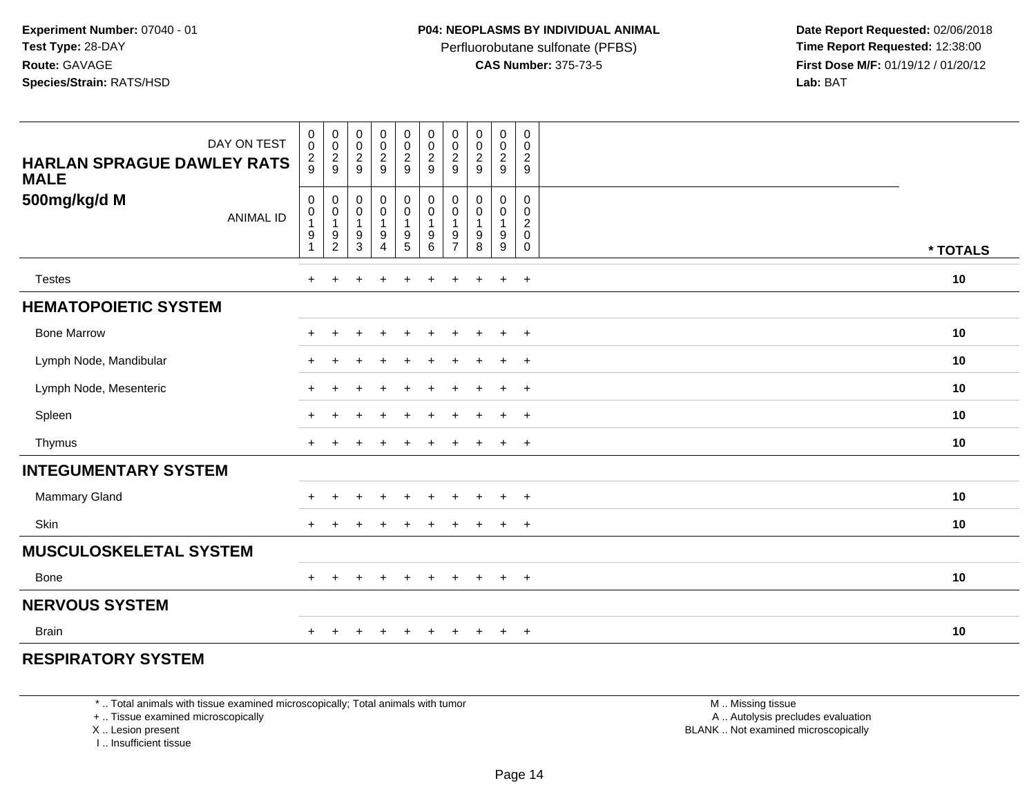**Experiment Number:** 07040 - 01
**Test Type:** 28-DAY
**Route:** GAVAGE
**Species/Strain:** RATS/HSD

**P04: NEOPLASMS BY INDIVIDUAL ANIMAL**
Perfluorobutane sulfonate (PFBS)
**CAS Number:** 375-73-5

**Date Report Requested:** 02/06/2018
**Time Report Requested:** 12:38:00
**First Dose M/F:** 01/19/12 / 01/20/12
**Lab:** BAT

| HARLAN SPRAGUE DAWLEY RATS MALE 500mg/kg/d M | | | | | | | | | | | |
|---|---|---|---|---|---|---|---|---|---|---|---|
| DAY ON TEST | 0029 | 0029 | 0029 | 0029 | 0029 | 0029 | 0029 | 0029 | 0029 | 0029 | |
| ANIMAL ID | 00191 | 00192 | 00193 | 00194 | 00195 | 00196 | 00197 | 00198 | 00199 | 00200 | * TOTALS |
| Testes | + | + | + | + | + | + | + | + | + | + | 10 |
| **HEMATOPOIETIC SYSTEM** | | | | | | | | | | | |
| Bone Marrow | + | + | + | + | + | + | + | + | + | + | 10 |
| Lymph Node, Mandibular | + | + | + | + | + | + | + | + | + | + | 10 |
| Lymph Node, Mesenteric | + | + | + | + | + | + | + | + | + | + | 10 |
| Spleen | + | + | + | + | + | + | + | + | + | + | 10 |
| Thymus | + | + | + | + | + | + | + | + | + | + | 10 |
| **INTEGUMENTARY SYSTEM** | | | | | | | | | | | |
| Mammary Gland | + | + | + | + | + | + | + | + | + | + | 10 |
| Skin | + | + | + | + | + | + | + | + | + | + | 10 |
| **MUSCULOSKELETAL SYSTEM** | | | | | | | | | | | |
| Bone | + | + | + | + | + | + | + | + | + | + | 10 |
| **NERVOUS SYSTEM** | | | | | | | | | | | |
| Brain | + | + | + | + | + | + | + | + | + | + | 10 |
| **RESPIRATORY SYSTEM** | | | | | | | | | | | |

\* .. Total animals with tissue examined microscopically; Total animals with tumor
\+ .. Tissue examined microscopically
X .. Lesion present
I .. Insufficient tissue

M .. Missing tissue
A .. Autolysis precludes evaluation
BLANK .. Not examined microscopically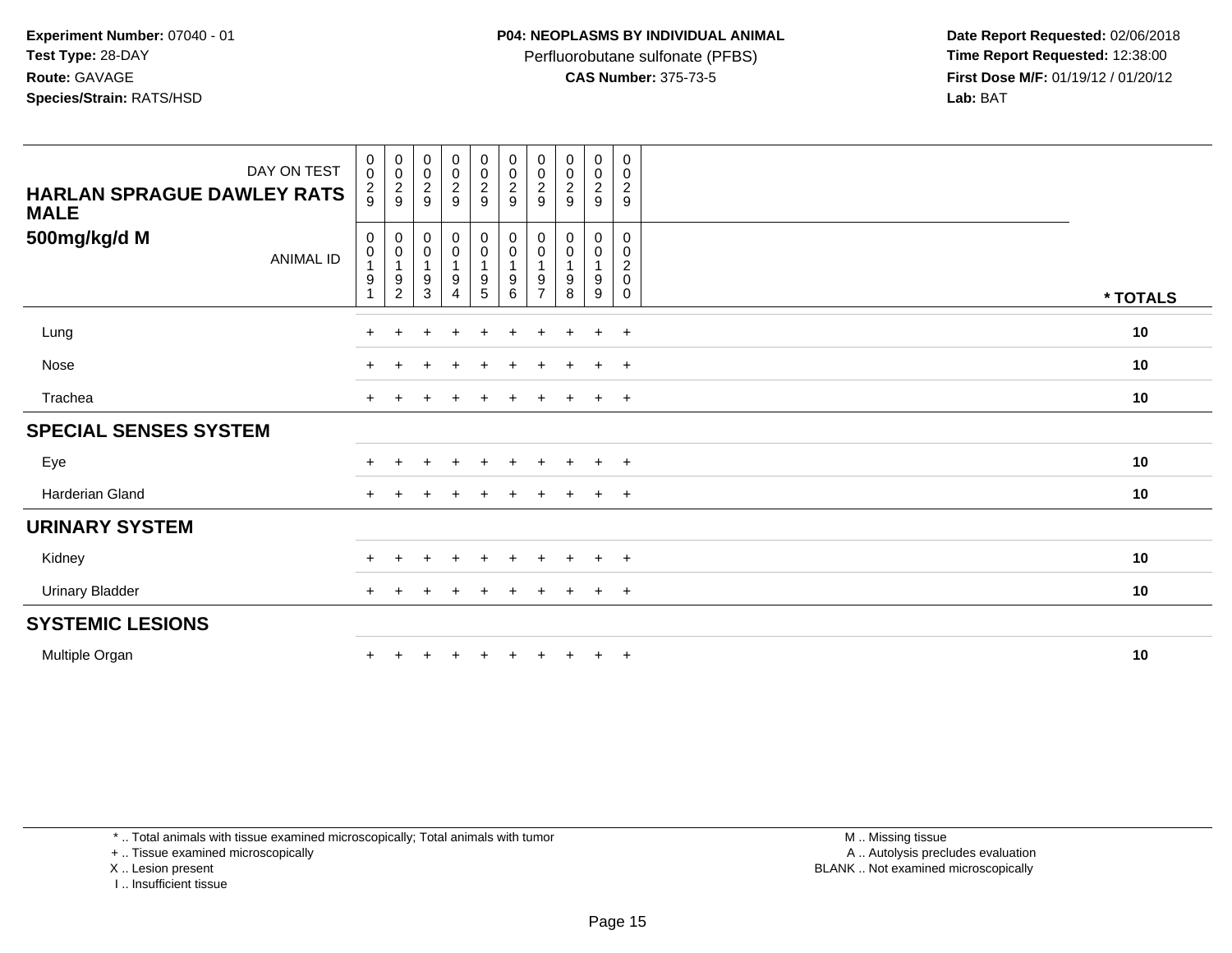**Experiment Number:** 07040 - 01
**Test Type:** 28-DAY
**Route:** GAVAGE
**Species/Strain:** RATS/HSD

**P04: NEOPLASMS BY INDIVIDUAL ANIMAL**
Perfluorobutane sulfonate (PFBS)
**CAS Number:** 375-73-5

**Date Report Requested:** 02/06/2018
**Time Report Requested:** 12:38:00
**First Dose M/F:** 01/19/12 / 01/20/12
**Lab:** BAT

| HARLAN SPRAGUE DAWLEY RATS MALE 500mg/kg/d M — DAY ON TEST | 0029 | 0029 | 0029 | 0029 | 0029 | 0029 | 0029 | 0029 | 0029 | 0029 | |
|---|---|---|---|---|---|---|---|---|---|---|---|
| ANIMAL ID | 00191 | 00192 | 00193 | 00194 | 00195 | 00196 | 00197 | 00198 | 00199 | 00200 | * TOTALS |
| Lung | + | + | + | + | + | + | + | + | + | + | 10 |
| Nose | + | + | + | + | + | + | + | + | + | + | 10 |
| Trachea | + | + | + | + | + | + | + | + | + | + | 10 |
| **SPECIAL SENSES SYSTEM** | | | | | | | | | | | |
| Eye | + | + | + | + | + | + | + | + | + | + | 10 |
| Harderian Gland | + | + | + | + | + | + | + | + | + | + | 10 |
| **URINARY SYSTEM** | | | | | | | | | | | |
| Kidney | + | + | + | + | + | + | + | + | + | + | 10 |
| Urinary Bladder | + | + | + | + | + | + | + | + | + | + | 10 |
| **SYSTEMIC LESIONS** | | | | | | | | | | | |
| Multiple Organ | + | + | + | + | + | + | + | + | + | + | 10 |

* .. Total animals with tissue examined microscopically; Total animals with tumor
+ .. Tissue examined microscopically
X .. Lesion present
I .. Insufficient tissue

M .. Missing tissue
A .. Autolysis precludes evaluation
BLANK .. Not examined microscopically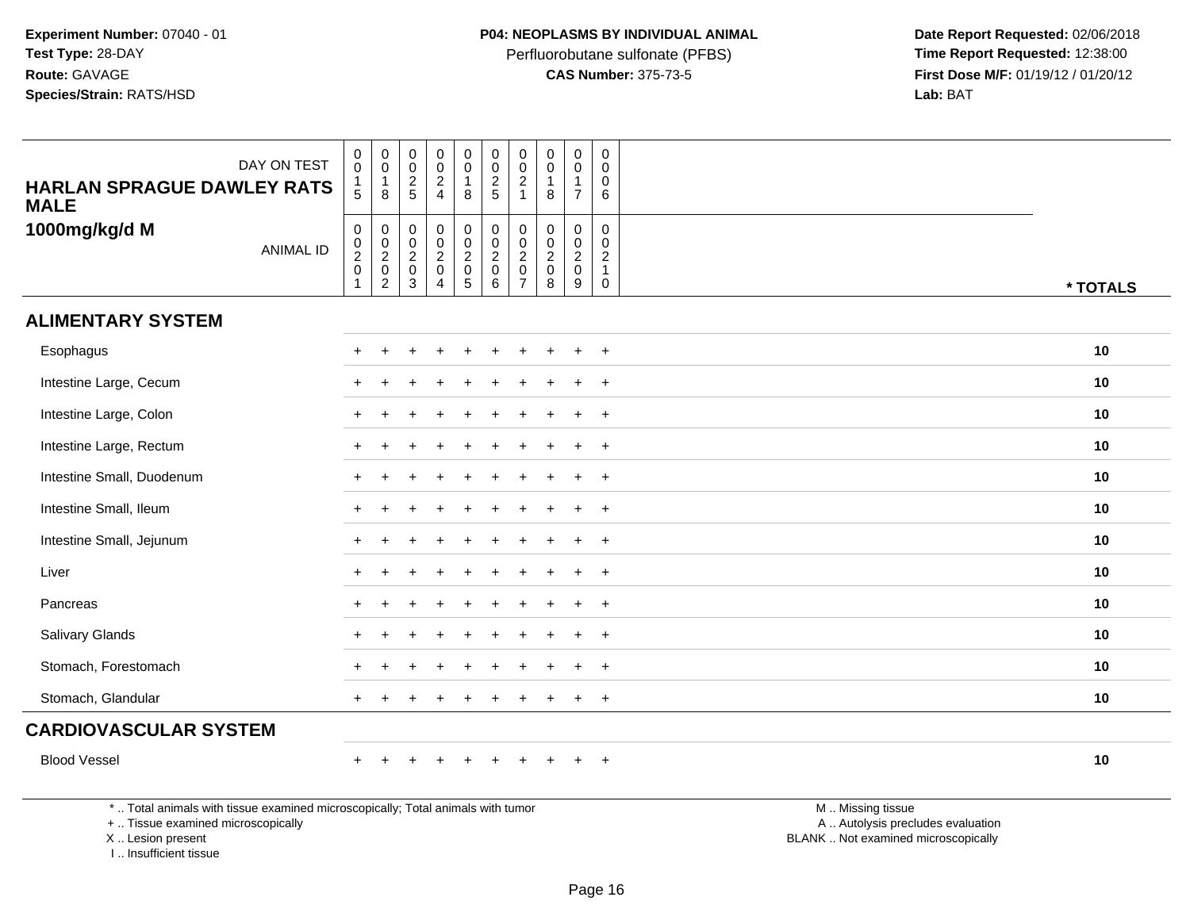**Experiment Number:** 07040 - 01
**Test Type:** 28-DAY
**Route:** GAVAGE
**Species/Strain:** RATS/HSD

**P04: NEOPLASMS BY INDIVIDUAL ANIMAL**
Perfluorobutane sulfonate (PFBS)
**CAS Number:** 375-73-5

**Date Report Requested:** 02/06/2018
**Time Report Requested:** 12:38:00
**First Dose M/F:** 01/19/12 / 01/20/12
**Lab:** BAT

## HARLAN SPRAGUE DAWLEY RATS MALE
## 1000mg/kg/d M

| DAY ON TEST | 0015 | 0018 | 0025 | 0024 | 0018 | 0025 | 0021 | 0018 | 0017 | 0006 | |
|---|---|---|---|---|---|---|---|---|---|---|---|
| ANIMAL ID | 00201 | 00202 | 00203 | 00204 | 00205 | 00206 | 00207 | 00208 | 00209 | 00210 | * TOTALS |
| **ALIMENTARY SYSTEM** | | | | | | | | | | | |
| Esophagus | + | + | + | + | + | + | + | + | + | + | 10 |
| Intestine Large, Cecum | + | + | + | + | + | + | + | + | + | + | 10 |
| Intestine Large, Colon | + | + | + | + | + | + | + | + | + | + | 10 |
| Intestine Large, Rectum | + | + | + | + | + | + | + | + | + | + | 10 |
| Intestine Small, Duodenum | + | + | + | + | + | + | + | + | + | + | 10 |
| Intestine Small, Ileum | + | + | + | + | + | + | + | + | + | + | 10 |
| Intestine Small, Jejunum | + | + | + | + | + | + | + | + | + | + | 10 |
| Liver | + | + | + | + | + | + | + | + | + | + | 10 |
| Pancreas | + | + | + | + | + | + | + | + | + | + | 10 |
| Salivary Glands | + | + | + | + | + | + | + | + | + | + | 10 |
| Stomach, Forestomach | + | + | + | + | + | + | + | + | + | + | 10 |
| Stomach, Glandular | + | + | + | + | + | + | + | + | + | + | 10 |
| **CARDIOVASCULAR SYSTEM** | | | | | | | | | | | |
| Blood Vessel | + | + | + | + | + | + | + | + | + | + | 10 |

* .. Total animals with tissue examined microscopically; Total animals with tumor
+ .. Tissue examined microscopically
X .. Lesion present
I .. Insufficient tissue

M .. Missing tissue
A .. Autolysis precludes evaluation
BLANK .. Not examined microscopically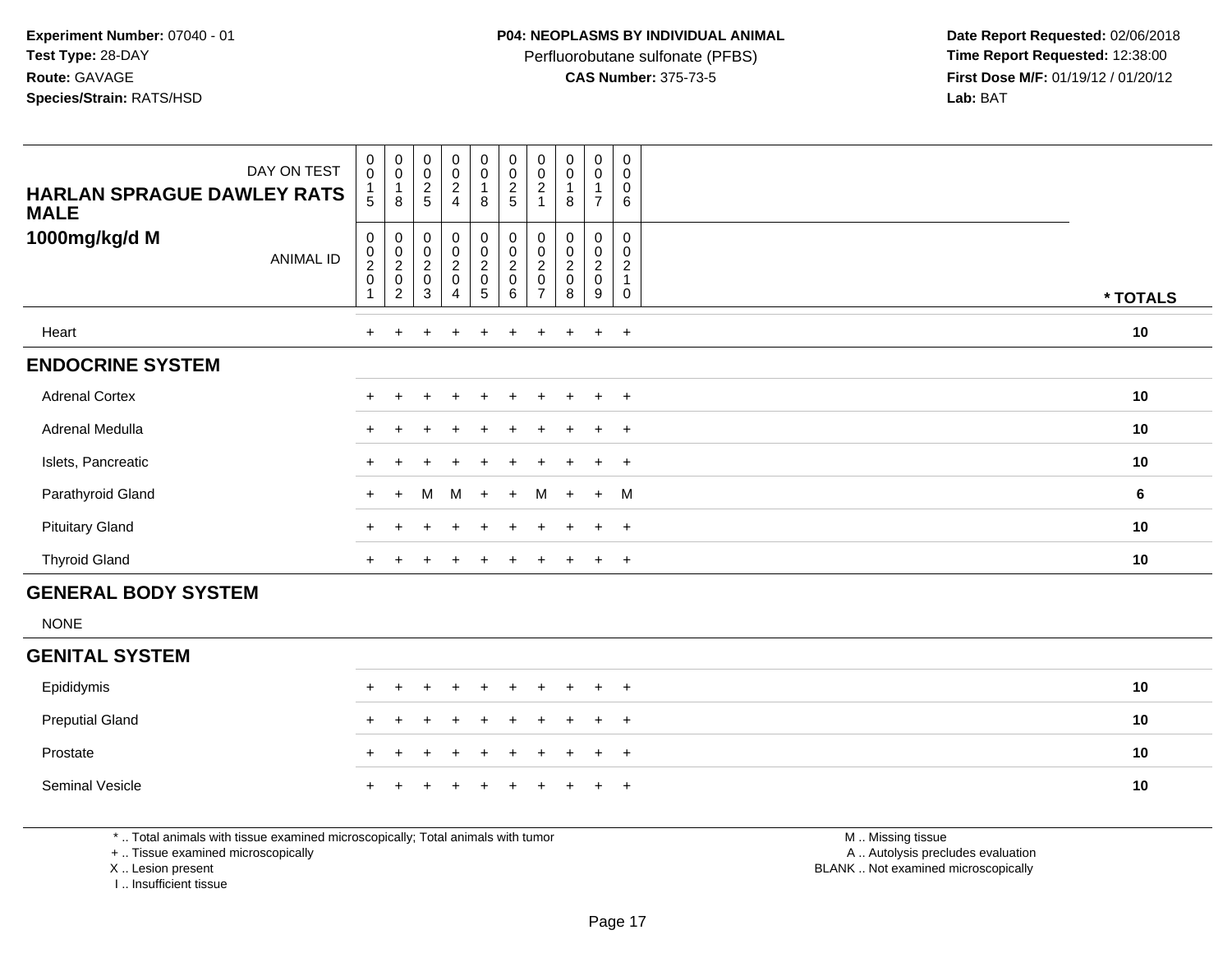**Experiment Number:** 07040 - 01
**Test Type:** 28-DAY
**Route:** GAVAGE
**Species/Strain:** RATS/HSD

**P04: NEOPLASMS BY INDIVIDUAL ANIMAL**
Perfluorobutane sulfonate (PFBS)
**CAS Number:** 375-73-5

**Date Report Requested:** 02/06/2018
**Time Report Requested:** 12:38:00
**First Dose M/F:** 01/19/12 / 01/20/12
**Lab:** BAT

| HARLAN SPRAGUE DAWLEY RATS MALE 1000mg/kg/d M — DAY ON TEST | 0015 | 0018 | 0025 | 0024 | 0018 | 0025 | 0021 | 0018 | 0017 | 0006 | |
|---|---|---|---|---|---|---|---|---|---|---|---|
| ANIMAL ID | 00201 | 00202 | 00203 | 00204 | 00205 | 00206 | 00207 | 00208 | 00209 | 00210 | * TOTALS |
| Heart | + | + | + | + | + | + | + | + | + | + | 10 |
| **ENDOCRINE SYSTEM** | | | | | | | | | | | |
| Adrenal Cortex | + | + | + | + | + | + | + | + | + | + | 10 |
| Adrenal Medulla | + | + | + | + | + | + | + | + | + | + | 10 |
| Islets, Pancreatic | + | + | + | + | + | + | + | + | + | + | 10 |
| Parathyroid Gland | + | + | M | M | + | + | M | + | + | M | 6 |
| Pituitary Gland | + | + | + | + | + | + | + | + | + | + | 10 |
| Thyroid Gland | + | + | + | + | + | + | + | + | + | + | 10 |
| **GENERAL BODY SYSTEM** | | | | | | | | | | | |
| NONE | | | | | | | | | | | |
| **GENITAL SYSTEM** | | | | | | | | | | | |
| Epididymis | + | + | + | + | + | + | + | + | + | + | 10 |
| Preputial Gland | + | + | + | + | + | + | + | + | + | + | 10 |
| Prostate | + | + | + | + | + | + | + | + | + | + | 10 |
| Seminal Vesicle | + | + | + | + | + | + | + | + | + | + | 10 |

\* .. Total animals with tissue examined microscopically; Total animals with tumor
\+ .. Tissue examined microscopically
X .. Lesion present
I .. Insufficient tissue

M .. Missing tissue
A .. Autolysis precludes evaluation
BLANK .. Not examined microscopically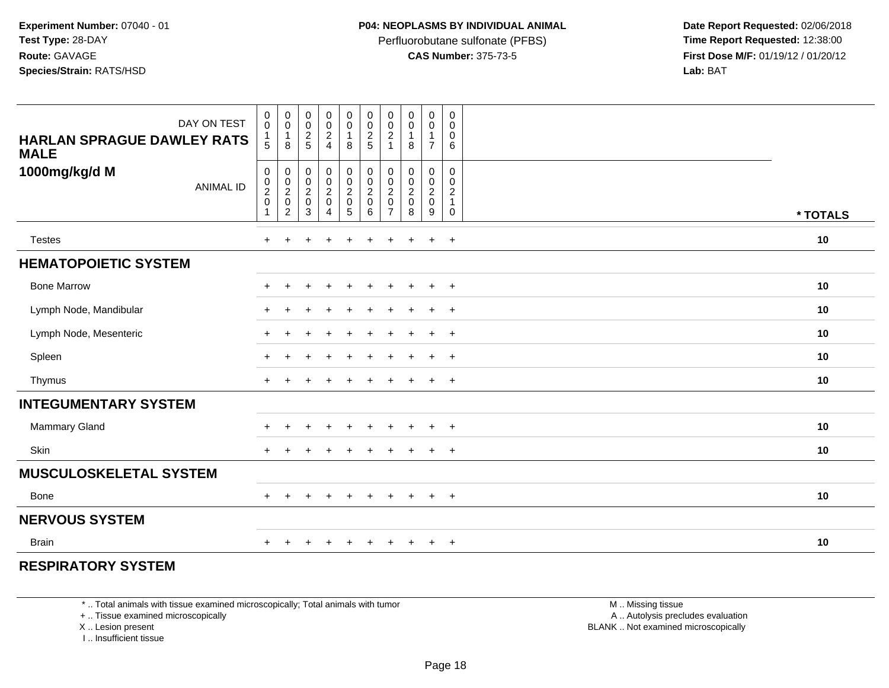**Experiment Number:** 07040 - 01
**Test Type:** 28-DAY
**Route:** GAVAGE
**Species/Strain:** RATS/HSD

**P04: NEOPLASMS BY INDIVIDUAL ANIMAL**
Perfluorobutane sulfonate (PFBS)
**CAS Number:** 375-73-5

**Date Report Requested:** 02/06/2018
**Time Report Requested:** 12:38:00
**First Dose M/F:** 01/19/12 / 01/20/12
**Lab:** BAT

| DAY ON TEST | 0015 | 0018 | 0025 | 0024 | 0018 | 0025 | 0021 | 0018 | 0017 | 0006 | |
|---|---|---|---|---|---|---|---|---|---|---|---|
| **HARLAN SPRAGUE DAWLEY RATS MALE 1000mg/kg/d M** ANIMAL ID | 00201 | 00202 | 00203 | 00204 | 00205 | 00206 | 00207 | 00208 | 00209 | 00210 | *** TOTALS** |
| Testes | + | + | + | + | + | + | + | + | + | + | 10 |
| **HEMATOPOIETIC SYSTEM** | | | | | | | | | | | |
| Bone Marrow | + | + | + | + | + | + | + | + | + | + | 10 |
| Lymph Node, Mandibular | + | + | + | + | + | + | + | + | + | + | 10 |
| Lymph Node, Mesenteric | + | + | + | + | + | + | + | + | + | + | 10 |
| Spleen | + | + | + | + | + | + | + | + | + | + | 10 |
| Thymus | + | + | + | + | + | + | + | + | + | + | 10 |
| **INTEGUMENTARY SYSTEM** | | | | | | | | | | | |
| Mammary Gland | + | + | + | + | + | + | + | + | + | + | 10 |
| Skin | + | + | + | + | + | + | + | + | + | + | 10 |
| **MUSCULOSKELETAL SYSTEM** | | | | | | | | | | | |
| Bone | + | + | + | + | + | + | + | + | + | + | 10 |
| **NERVOUS SYSTEM** | | | | | | | | | | | |
| Brain | + | + | + | + | + | + | + | + | + | + | 10 |
| **RESPIRATORY SYSTEM** | | | | | | | | | | | |

* .. Total animals with tissue examined microscopically; Total animals with tumor
+ .. Tissue examined microscopically
X .. Lesion present
I .. Insufficient tissue

M .. Missing tissue
A .. Autolysis precludes evaluation
BLANK .. Not examined microscopically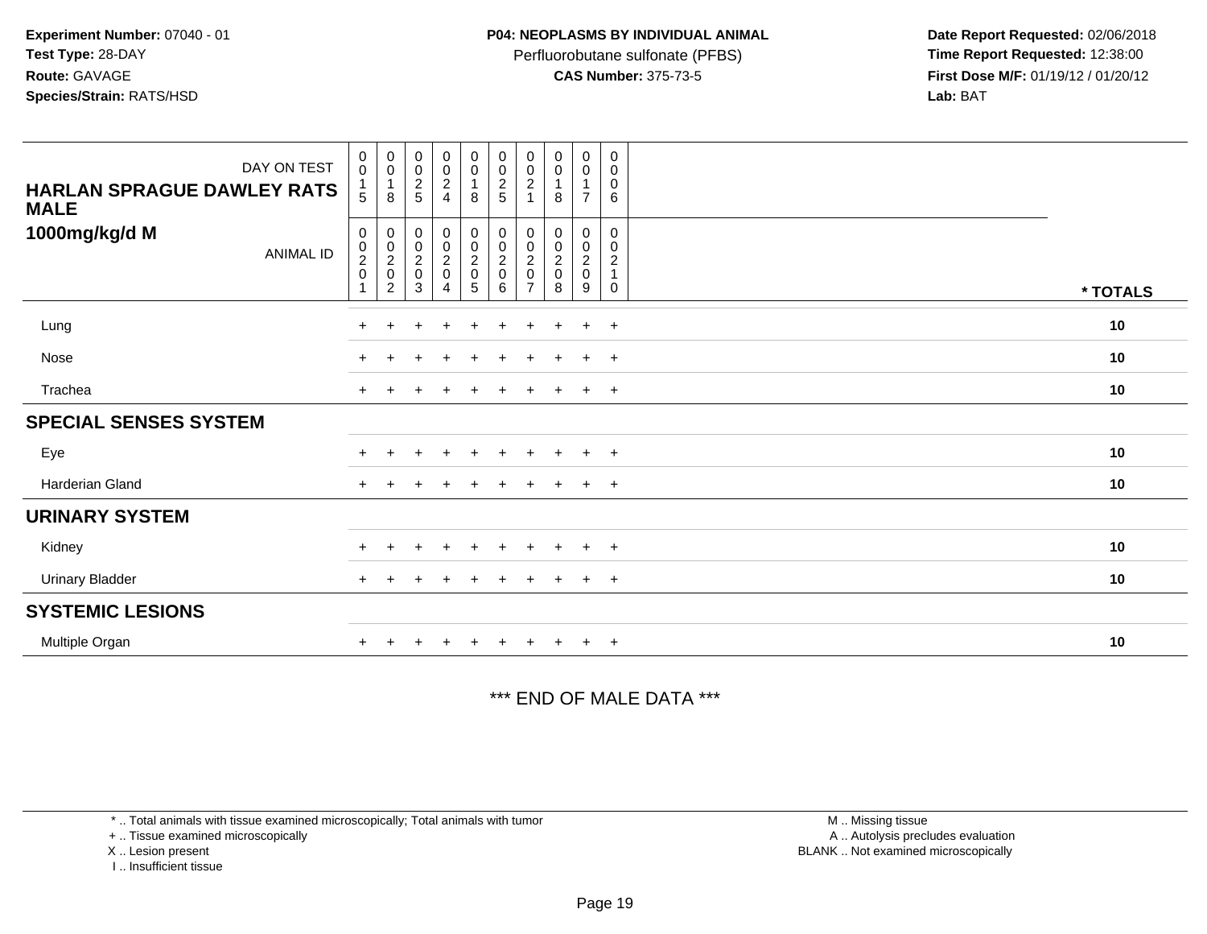**Experiment Number:** 07040 - 01
**Test Type:** 28-DAY
**Route:** GAVAGE
**Species/Strain:** RATS/HSD

**P04: NEOPLASMS BY INDIVIDUAL ANIMAL**
Perfluorobutane sulfonate (PFBS)
**CAS Number:** 375-73-5

**Date Report Requested:** 02/06/2018
**Time Report Requested:** 12:38:00
**First Dose M/F:** 01/19/12 / 01/20/12
**Lab:** BAT

| DAY ON TEST | 0015 | 0018 | 0025 | 0024 | 0018 | 0025 | 0021 | 0018 | 0017 | 0006 | |
|---|---|---|---|---|---|---|---|---|---|---|---|
| **HARLAN SPRAGUE DAWLEY RATS MALE 1000mg/kg/d M** ANIMAL ID | 00201 | 00202 | 00203 | 00204 | 00205 | 00206 | 00207 | 00208 | 00209 | 00210 | *** TOTALS** |
| Lung | + | + | + | + | + | + | + | + | + | + | **10** |
| Nose | + | + | + | + | + | + | + | + | + | + | **10** |
| Trachea | + | + | + | + | + | + | + | + | + | + | **10** |
| **SPECIAL SENSES SYSTEM** | | | | | | | | | | | |
| Eye | + | + | + | + | + | + | + | + | + | + | **10** |
| Harderian Gland | + | + | + | + | + | + | + | + | + | + | **10** |
| **URINARY SYSTEM** | | | | | | | | | | | |
| Kidney | + | + | + | + | + | + | + | + | + | + | **10** |
| Urinary Bladder | + | + | + | + | + | + | + | + | + | + | **10** |
| **SYSTEMIC LESIONS** | | | | | | | | | | | |
| Multiple Organ | + | + | + | + | + | + | + | + | + | + | **10** |

*** END OF MALE DATA ***

* .. Total animals with tissue examined microscopically; Total animals with tumor
+ .. Tissue examined microscopically
X .. Lesion present
I .. Insufficient tissue

M .. Missing tissue
A .. Autolysis precludes evaluation
BLANK .. Not examined microscopically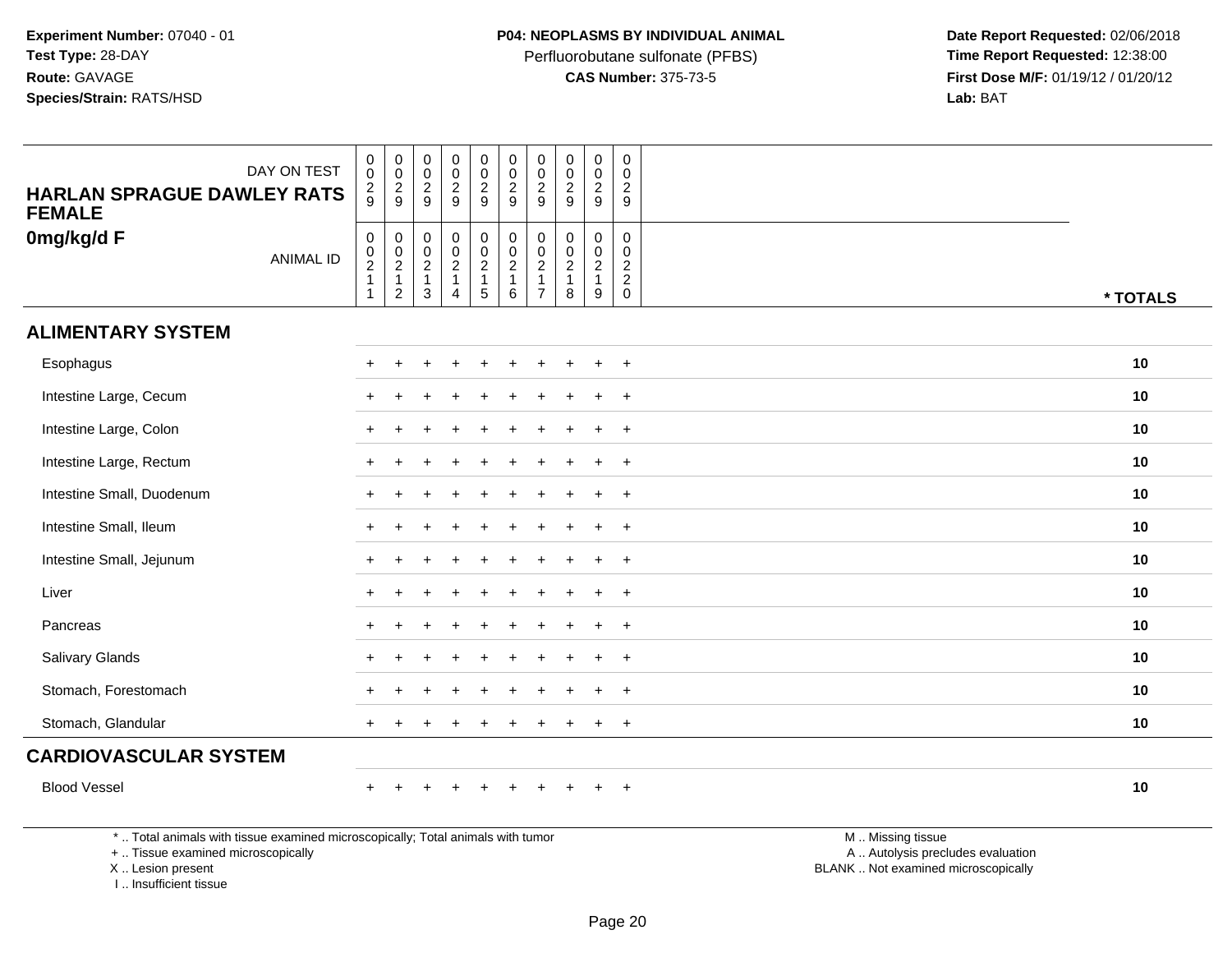**Experiment Number:** 07040 - 01
**Test Type:** 28-DAY
**Route:** GAVAGE
**Species/Strain:** RATS/HSD

**P04: NEOPLASMS BY INDIVIDUAL ANIMAL**
Perfluorobutane sulfonate (PFBS)
**CAS Number:** 375-73-5

**Date Report Requested:** 02/06/2018
**Time Report Requested:** 12:38:00
**First Dose M/F:** 01/19/12 / 01/20/12
**Lab:** BAT

| HARLAN SPRAGUE DAWLEY RATS FEMALE 0mg/kg/d F — DAY ON TEST | 0029 | 0029 | 0029 | 0029 | 0029 | 0029 | 0029 | 0029 | 0029 | 0029 | |
|---|---|---|---|---|---|---|---|---|---|---|---|
| ANIMAL ID | 00211 | 00212 | 00213 | 00214 | 00215 | 00216 | 00217 | 00218 | 00219 | 00220 | * TOTALS |
| **ALIMENTARY SYSTEM** | | | | | | | | | | | |
| Esophagus | + | + | + | + | + | + | + | + | + | + | 10 |
| Intestine Large, Cecum | + | + | + | + | + | + | + | + | + | + | 10 |
| Intestine Large, Colon | + | + | + | + | + | + | + | + | + | + | 10 |
| Intestine Large, Rectum | + | + | + | + | + | + | + | + | + | + | 10 |
| Intestine Small, Duodenum | + | + | + | + | + | + | + | + | + | + | 10 |
| Intestine Small, Ileum | + | + | + | + | + | + | + | + | + | + | 10 |
| Intestine Small, Jejunum | + | + | + | + | + | + | + | + | + | + | 10 |
| Liver | + | + | + | + | + | + | + | + | + | + | 10 |
| Pancreas | + | + | + | + | + | + | + | + | + | + | 10 |
| Salivary Glands | + | + | + | + | + | + | + | + | + | + | 10 |
| Stomach, Forestomach | + | + | + | + | + | + | + | + | + | + | 10 |
| Stomach, Glandular | + | + | + | + | + | + | + | + | + | + | 10 |
| **CARDIOVASCULAR SYSTEM** | | | | | | | | | | | |
| Blood Vessel | + | + | + | + | + | + | + | + | + | + | 10 |

* .. Total animals with tissue examined microscopically; Total animals with tumor
+ .. Tissue examined microscopically
X .. Lesion present
I .. Insufficient tissue

M .. Missing tissue
A .. Autolysis precludes evaluation
BLANK .. Not examined microscopically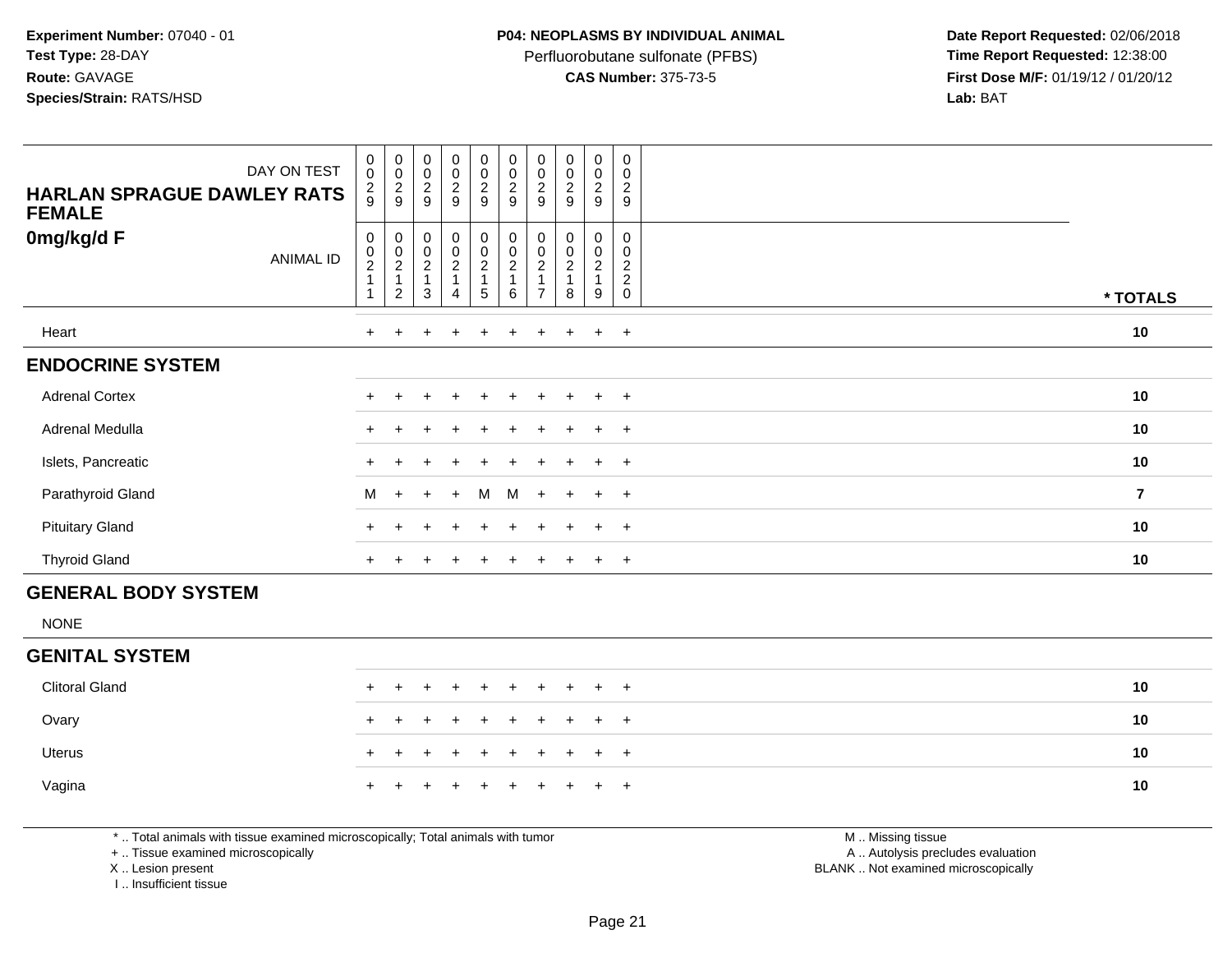**Experiment Number:** 07040 - 01
**Test Type:** 28-DAY
**Route:** GAVAGE
**Species/Strain:** RATS/HSD

**P04: NEOPLASMS BY INDIVIDUAL ANIMAL**
Perfluorobutane sulfonate (PFBS)
**CAS Number:** 375-73-5

**Date Report Requested:** 02/06/2018
**Time Report Requested:** 12:38:00
**First Dose M/F:** 01/19/12 / 01/20/12
**Lab:** BAT

| HARLAN SPRAGUE DAWLEY RATS FEMALE 0mg/kg/d F | | | | | | | | | | | |
|---|---|---|---|---|---|---|---|---|---|---|---|
| DAY ON TEST | 0029 | 0029 | 0029 | 0029 | 0029 | 0029 | 0029 | 0029 | 0029 | 0029 | |
| ANIMAL ID | 00211 | 00212 | 00213 | 00214 | 00215 | 00216 | 00217 | 00218 | 00219 | 00220 | * TOTALS |
| Heart | + | + | + | + | + | + | + | + | + | + | 10 |
| **ENDOCRINE SYSTEM** | | | | | | | | | | | |
| Adrenal Cortex | + | + | + | + | + | + | + | + | + | + | 10 |
| Adrenal Medulla | + | + | + | + | + | + | + | + | + | + | 10 |
| Islets, Pancreatic | + | + | + | + | + | + | + | + | + | + | 10 |
| Parathyroid Gland | M | + | + | + | M | M | + | + | + | + | 7 |
| Pituitary Gland | + | + | + | + | + | + | + | + | + | + | 10 |
| Thyroid Gland | + | + | + | + | + | + | + | + | + | + | 10 |
| **GENERAL BODY SYSTEM** | | | | | | | | | | | |
| NONE | | | | | | | | | | | |
| **GENITAL SYSTEM** | | | | | | | | | | | |
| Clitoral Gland | + | + | + | + | + | + | + | + | + | + | 10 |
| Ovary | + | + | + | + | + | + | + | + | + | + | 10 |
| Uterus | + | + | + | + | + | + | + | + | + | + | 10 |
| Vagina | + | + | + | + | + | + | + | + | + | + | 10 |

\* .. Total animals with tissue examined microscopically; Total animals with tumor
\+ .. Tissue examined microscopically
X .. Lesion present
I .. Insufficient tissue

M .. Missing tissue
A .. Autolysis precludes evaluation
BLANK .. Not examined microscopically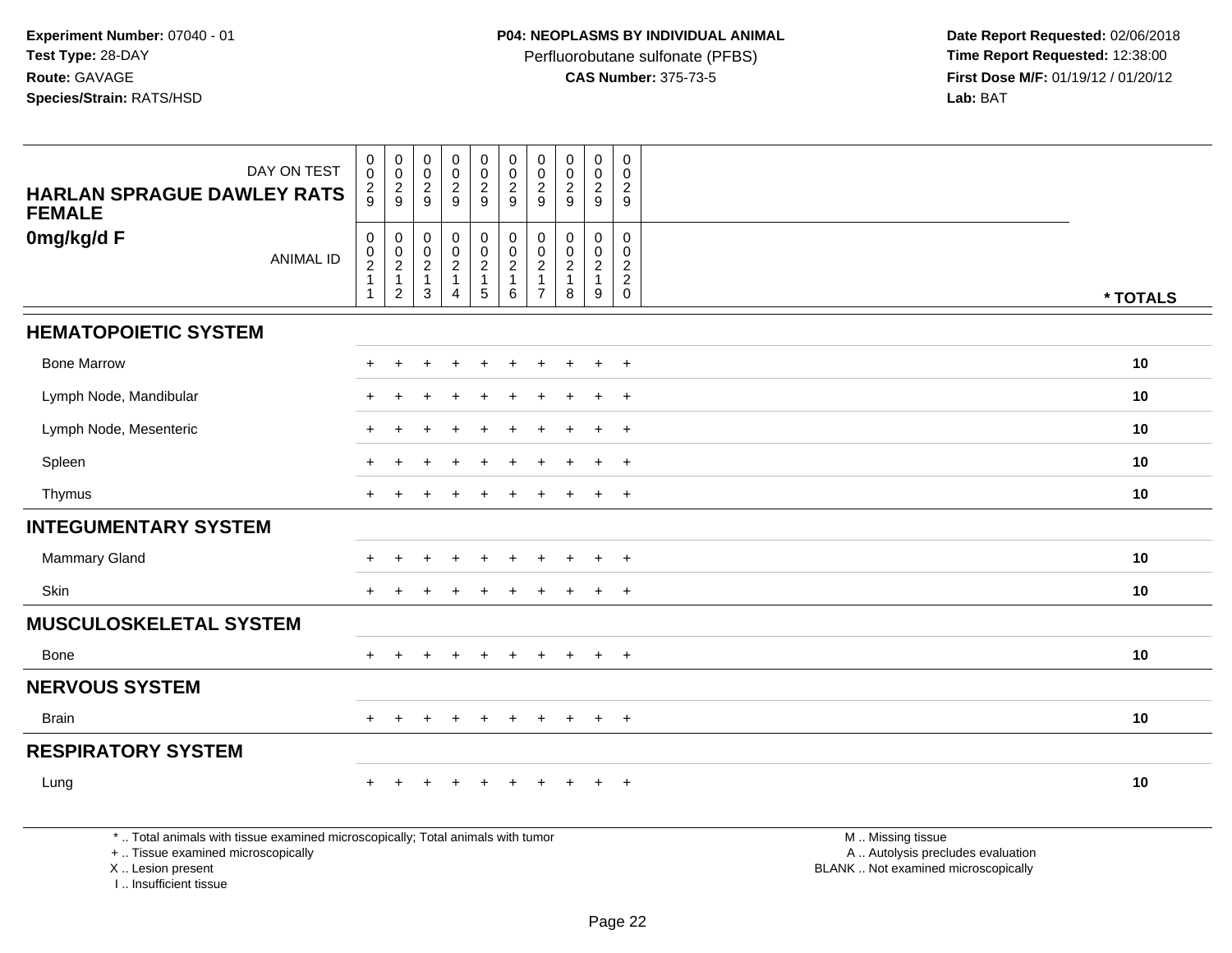**Experiment Number:** 07040 - 01
**Test Type:** 28-DAY
**Route:** GAVAGE
**Species/Strain:** RATS/HSD

**P04: NEOPLASMS BY INDIVIDUAL ANIMAL**
Perfluorobutane sulfonate (PFBS)
**CAS Number:** 375-73-5

**Date Report Requested:** 02/06/2018
**Time Report Requested:** 12:38:00
**First Dose M/F:** 01/19/12 / 01/20/12
**Lab:** BAT

| HARLAN SPRAGUE DAWLEY RATS FEMALE — DAY ON TEST | 0029 | 0029 | 0029 | 0029 | 0029 | 0029 | 0029 | 0029 | 0029 | 0029 | |
|---|---|---|---|---|---|---|---|---|---|---|---|
| **0mg/kg/d F** — ANIMAL ID | 00211 | 00212 | 00213 | 00214 | 00215 | 00216 | 00217 | 00218 | 00219 | 00220 | * TOTALS |
| **HEMATOPOIETIC SYSTEM** | | | | | | | | | | | |
| Bone Marrow | + | + | + | + | + | + | + | + | + | + | 10 |
| Lymph Node, Mandibular | + | + | + | + | + | + | + | + | + | + | 10 |
| Lymph Node, Mesenteric | + | + | + | + | + | + | + | + | + | + | 10 |
| Spleen | + | + | + | + | + | + | + | + | + | + | 10 |
| Thymus | + | + | + | + | + | + | + | + | + | + | 10 |
| **INTEGUMENTARY SYSTEM** | | | | | | | | | | | |
| Mammary Gland | + | + | + | + | + | + | + | + | + | + | 10 |
| Skin | + | + | + | + | + | + | + | + | + | + | 10 |
| **MUSCULOSKELETAL SYSTEM** | | | | | | | | | | | |
| Bone | + | + | + | + | + | + | + | + | + | + | 10 |
| **NERVOUS SYSTEM** | | | | | | | | | | | |
| Brain | + | + | + | + | + | + | + | + | + | + | 10 |
| **RESPIRATORY SYSTEM** | | | | | | | | | | | |
| Lung | + | + | + | + | + | + | + | + | + | + | 10 |

* .. Total animals with tissue examined microscopically; Total animals with tumor
+ .. Tissue examined microscopically
X .. Lesion present
I .. Insufficient tissue

M .. Missing tissue
A .. Autolysis precludes evaluation
BLANK .. Not examined microscopically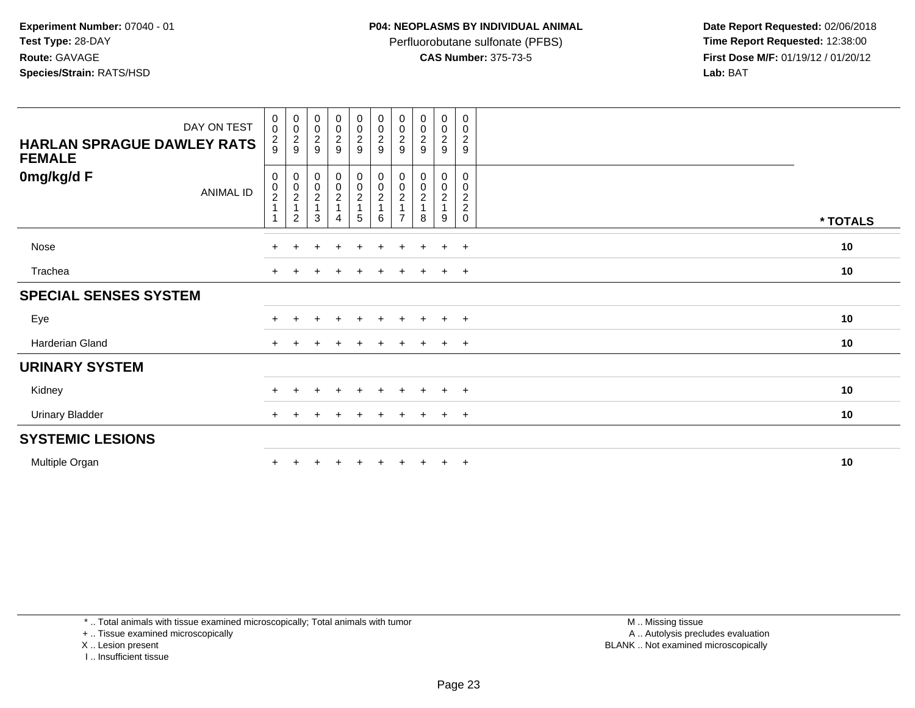**Experiment Number:** 07040 - 01
**Test Type:** 28-DAY
**Route:** GAVAGE
**Species/Strain:** RATS/HSD

**P04: NEOPLASMS BY INDIVIDUAL ANIMAL**
Perfluorobutane sulfonate (PFBS)
**CAS Number:** 375-73-5

**Date Report Requested:** 02/06/2018
**Time Report Requested:** 12:38:00
**First Dose M/F:** 01/19/12 / 01/20/12
**Lab:** BAT

| HARLAN SPRAGUE DAWLEY RATS FEMALE 0mg/kg/d F — DAY ON TEST / ANIMAL ID | 0029 / 00211 | 0029 / 00212 | 0029 / 00213 | 0029 / 00214 | 0029 / 00215 | 0029 / 00216 | 0029 / 00217 | 0029 / 00218 | 0029 / 00219 | 0029 / 00220 | * TOTALS |
|---|---|---|---|---|---|---|---|---|---|---|---|
| Nose | + | + | + | + | + | + | + | + | + | + | 10 |
| Trachea | + | + | + | + | + | + | + | + | + | + | 10 |
| **SPECIAL SENSES SYSTEM** | | | | | | | | | | | |
| Eye | + | + | + | + | + | + | + | + | + | + | 10 |
| Harderian Gland | + | + | + | + | + | + | + | + | + | + | 10 |
| **URINARY SYSTEM** | | | | | | | | | | | |
| Kidney | + | + | + | + | + | + | + | + | + | + | 10 |
| Urinary Bladder | + | + | + | + | + | + | + | + | + | + | 10 |
| **SYSTEMIC LESIONS** | | | | | | | | | | | |
| Multiple Organ | + | + | + | + | + | + | + | + | + | + | 10 |

* .. Total animals with tissue examined microscopically; Total animals with tumor
+ .. Tissue examined microscopically
X .. Lesion present
I .. Insufficient tissue

M .. Missing tissue
A .. Autolysis precludes evaluation
BLANK .. Not examined microscopically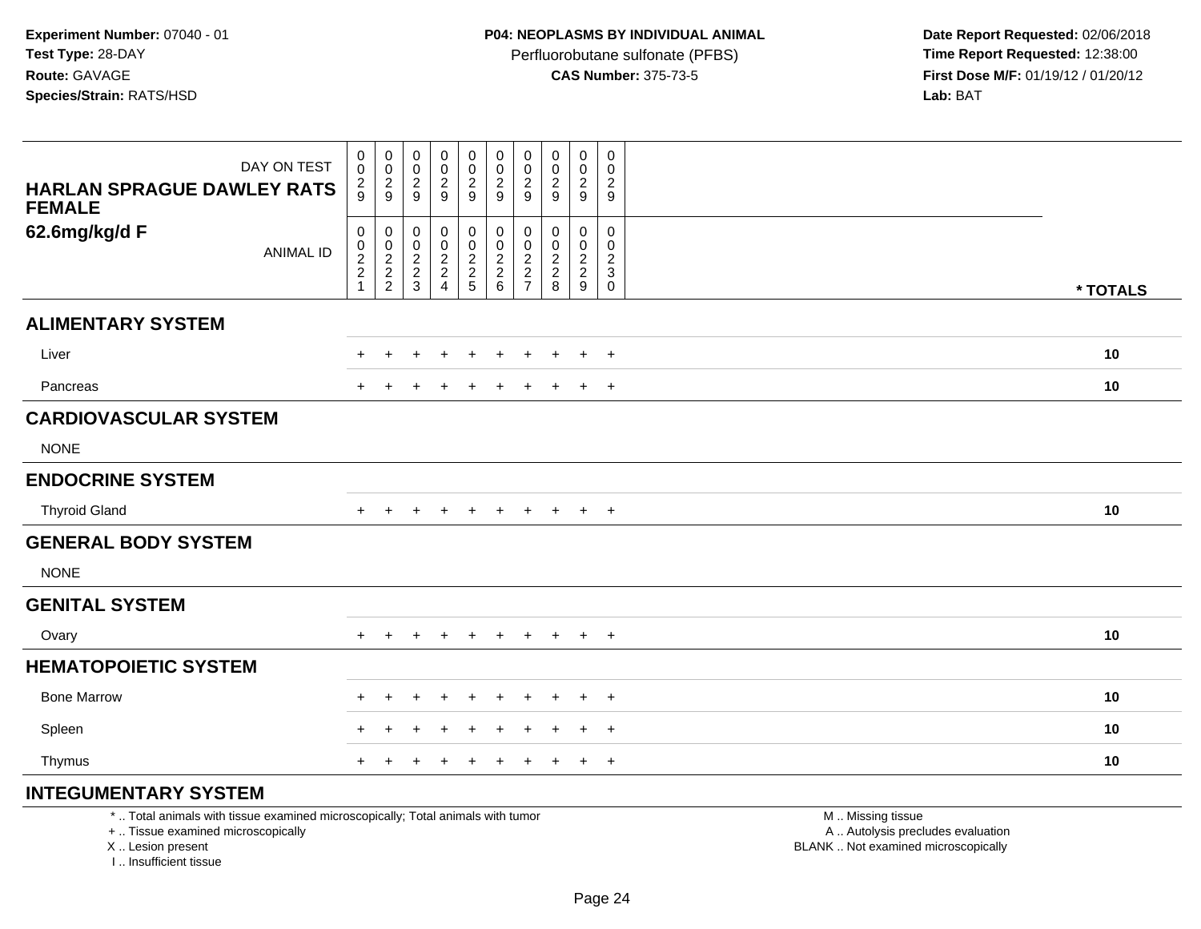**Experiment Number:** 07040 - 01
**Test Type:** 28-DAY
**Route:** GAVAGE
**Species/Strain:** RATS/HSD

**P04: NEOPLASMS BY INDIVIDUAL ANIMAL**
Perfluorobutane sulfonate (PFBS)
**CAS Number:** 375-73-5

**Date Report Requested:** 02/06/2018
**Time Report Requested:** 12:38:00
**First Dose M/F:** 01/19/12 / 01/20/12
**Lab:** BAT

| HARLAN SPRAGUE DAWLEY RATS FEMALE / 62.6mg/kg/d F | | | | | | | | | | | |
|---|---|---|---|---|---|---|---|---|---|---|---|
| DAY ON TEST | 0029 | 0029 | 0029 | 0029 | 0029 | 0029 | 0029 | 0029 | 0029 | 0029 | |
| ANIMAL ID | 00221 | 00222 | 00223 | 00224 | 00225 | 00226 | 00227 | 00228 | 00229 | 00230 | * TOTALS |
| **ALIMENTARY SYSTEM** | | | | | | | | | | | |
| Liver | + | + | + | + | + | + | + | + | + | + | 10 |
| Pancreas | + | + | + | + | + | + | + | + | + | + | 10 |
| **CARDIOVASCULAR SYSTEM** | | | | | | | | | | | |
| NONE | | | | | | | | | | | |
| **ENDOCRINE SYSTEM** | | | | | | | | | | | |
| Thyroid Gland | + | + | + | + | + | + | + | + | + | + | 10 |
| **GENERAL BODY SYSTEM** | | | | | | | | | | | |
| NONE | | | | | | | | | | | |
| **GENITAL SYSTEM** | | | | | | | | | | | |
| Ovary | + | + | + | + | + | + | + | + | + | + | 10 |
| **HEMATOPOIETIC SYSTEM** | | | | | | | | | | | |
| Bone Marrow | + | + | + | + | + | + | + | + | + | + | 10 |
| Spleen | + | + | + | + | + | + | + | + | + | + | 10 |
| Thymus | + | + | + | + | + | + | + | + | + | + | 10 |
| **INTEGUMENTARY SYSTEM** | | | | | | | | | | | |

\* .. Total animals with tissue examined microscopically; Total animals with tumor
\+ .. Tissue examined microscopically
X .. Lesion present
I .. Insufficient tissue

M .. Missing tissue
A .. Autolysis precludes evaluation
BLANK .. Not examined microscopically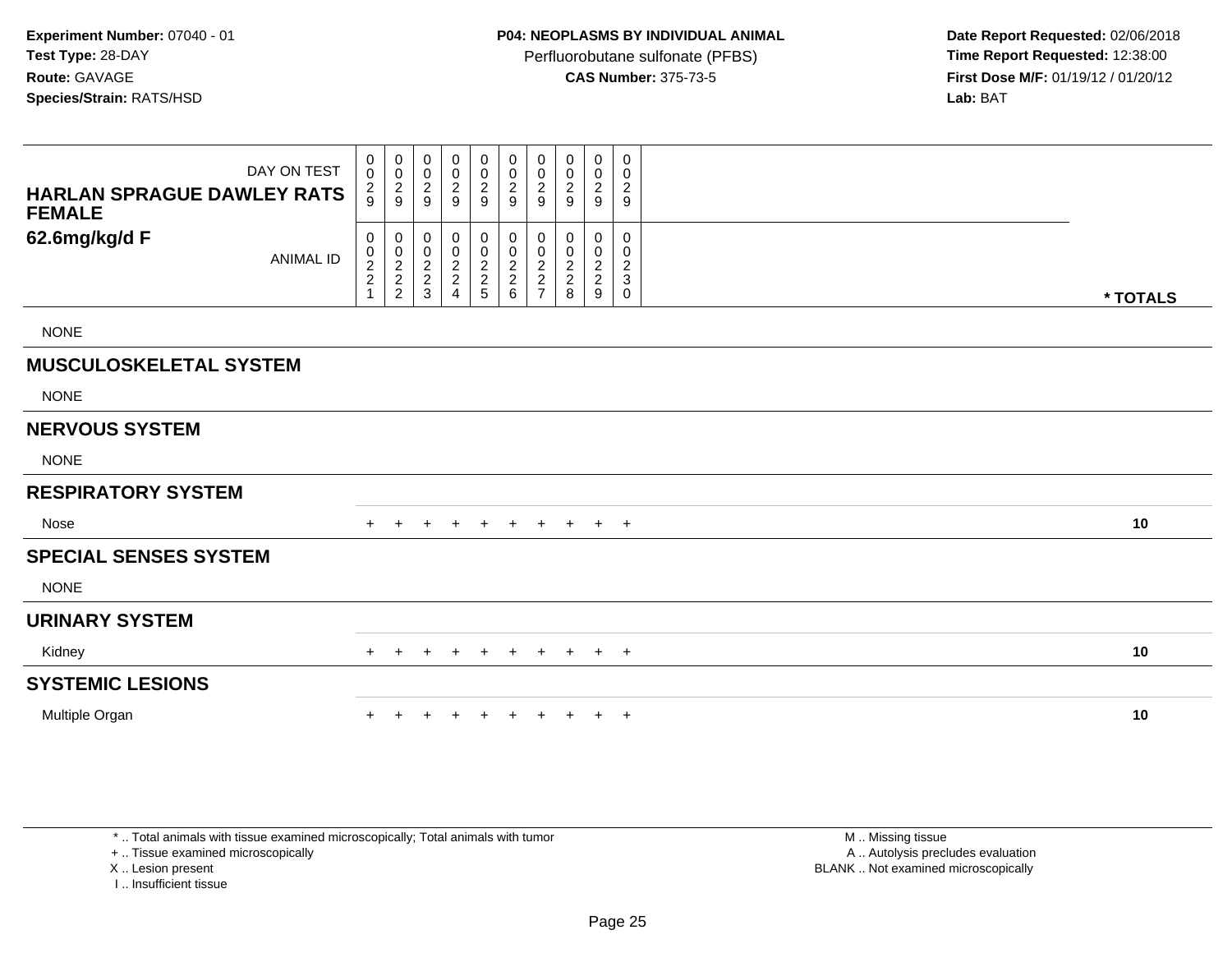**Experiment Number:** 07040 - 01
**Test Type:** 28-DAY
**Route:** GAVAGE
**Species/Strain:** RATS/HSD

**P04: NEOPLASMS BY INDIVIDUAL ANIMAL**
Perfluorobutane sulfonate (PFBS)
**CAS Number:** 375-73-5

**Date Report Requested:** 02/06/2018
**Time Report Requested:** 12:38:00
**First Dose M/F:** 01/19/12 / 01/20/12
**Lab:** BAT

| HARLAN SPRAGUE DAWLEY RATS FEMALE 62.6mg/kg/d F | | | | | | | | | | | |
|---|---|---|---|---|---|---|---|---|---|---|---|
| DAY ON TEST | 0029 | 0029 | 0029 | 0029 | 0029 | 0029 | 0029 | 0029 | 0029 | 0029 | |
| ANIMAL ID | 00221 | 00222 | 00223 | 00224 | 00225 | 00226 | 00227 | 00228 | 00229 | 00230 | * TOTALS |
| NONE | | | | | | | | | | | |
| **MUSCULOSKELETAL SYSTEM** | | | | | | | | | | | |
| NONE | | | | | | | | | | | |
| **NERVOUS SYSTEM** | | | | | | | | | | | |
| NONE | | | | | | | | | | | |
| **RESPIRATORY SYSTEM** | | | | | | | | | | | |
| Nose | + | + | + | + | + | + | + | + | + | + | **10** |
| **SPECIAL SENSES SYSTEM** | | | | | | | | | | | |
| NONE | | | | | | | | | | | |
| **URINARY SYSTEM** | | | | | | | | | | | |
| Kidney | + | + | + | + | + | + | + | + | + | + | **10** |
| **SYSTEMIC LESIONS** | | | | | | | | | | | |
| Multiple Organ | + | + | + | + | + | + | + | + | + | + | **10** |

* .. Total animals with tissue examined microscopically; Total animals with tumor
+ .. Tissue examined microscopically
X .. Lesion present
I .. Insufficient tissue

M .. Missing tissue
A .. Autolysis precludes evaluation
BLANK .. Not examined microscopically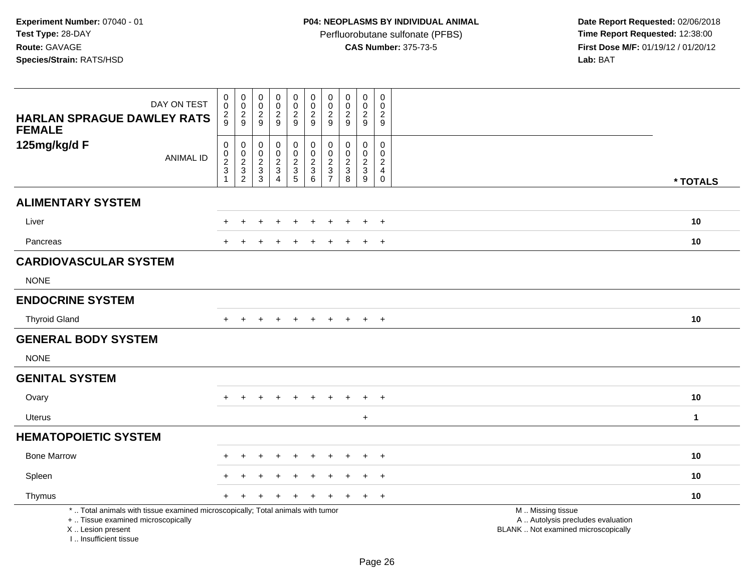**Experiment Number:** 07040 - 01
**Test Type:** 28-DAY
**Route:** GAVAGE
**Species/Strain:** RATS/HSD

**P04: NEOPLASMS BY INDIVIDUAL ANIMAL**
Perfluorobutane sulfonate (PFBS)
**CAS Number:** 375-73-5

**Date Report Requested:** 02/06/2018
**Time Report Requested:** 12:38:00
**First Dose M/F:** 01/19/12 / 01/20/12
**Lab:** BAT

| HARLAN SPRAGUE DAWLEY RATS FEMALE 125mg/kg/d F | | | | | | | | | | | |
|---|---|---|---|---|---|---|---|---|---|---|---|
| DAY ON TEST | 0029 | 0029 | 0029 | 0029 | 0029 | 0029 | 0029 | 0029 | 0029 | 0029 | |
| ANIMAL ID | 00231 | 00232 | 00233 | 00234 | 00235 | 00236 | 00237 | 00238 | 00239 | 00240 | * TOTALS |
| **ALIMENTARY SYSTEM** | | | | | | | | | | | |
| Liver | + | + | + | + | + | + | + | + | + | + | 10 |
| Pancreas | + | + | + | + | + | + | + | + | + | + | 10 |
| **CARDIOVASCULAR SYSTEM** | | | | | | | | | | | |
| NONE | | | | | | | | | | | |
| **ENDOCRINE SYSTEM** | | | | | | | | | | | |
| Thyroid Gland | + | + | + | + | + | + | + | + | + | + | 10 |
| **GENERAL BODY SYSTEM** | | | | | | | | | | | |
| NONE | | | | | | | | | | | |
| **GENITAL SYSTEM** | | | | | | | | | | | |
| Ovary | + | + | + | + | + | + | + | + | + | + | 10 |
| Uterus | | | | | | | | | + | | 1 |
| **HEMATOPOIETIC SYSTEM** | | | | | | | | | | | |
| Bone Marrow | + | + | + | + | + | + | + | + | + | + | 10 |
| Spleen | + | + | + | + | + | + | + | + | + | + | 10 |
| Thymus | + | + | + | + | + | + | + | + | + | + | 10 |

\* .. Total animals with tissue examined microscopically; Total animals with tumor
\+ .. Tissue examined microscopically
X .. Lesion present
I .. Insufficient tissue

M .. Missing tissue
A .. Autolysis precludes evaluation
BLANK .. Not examined microscopically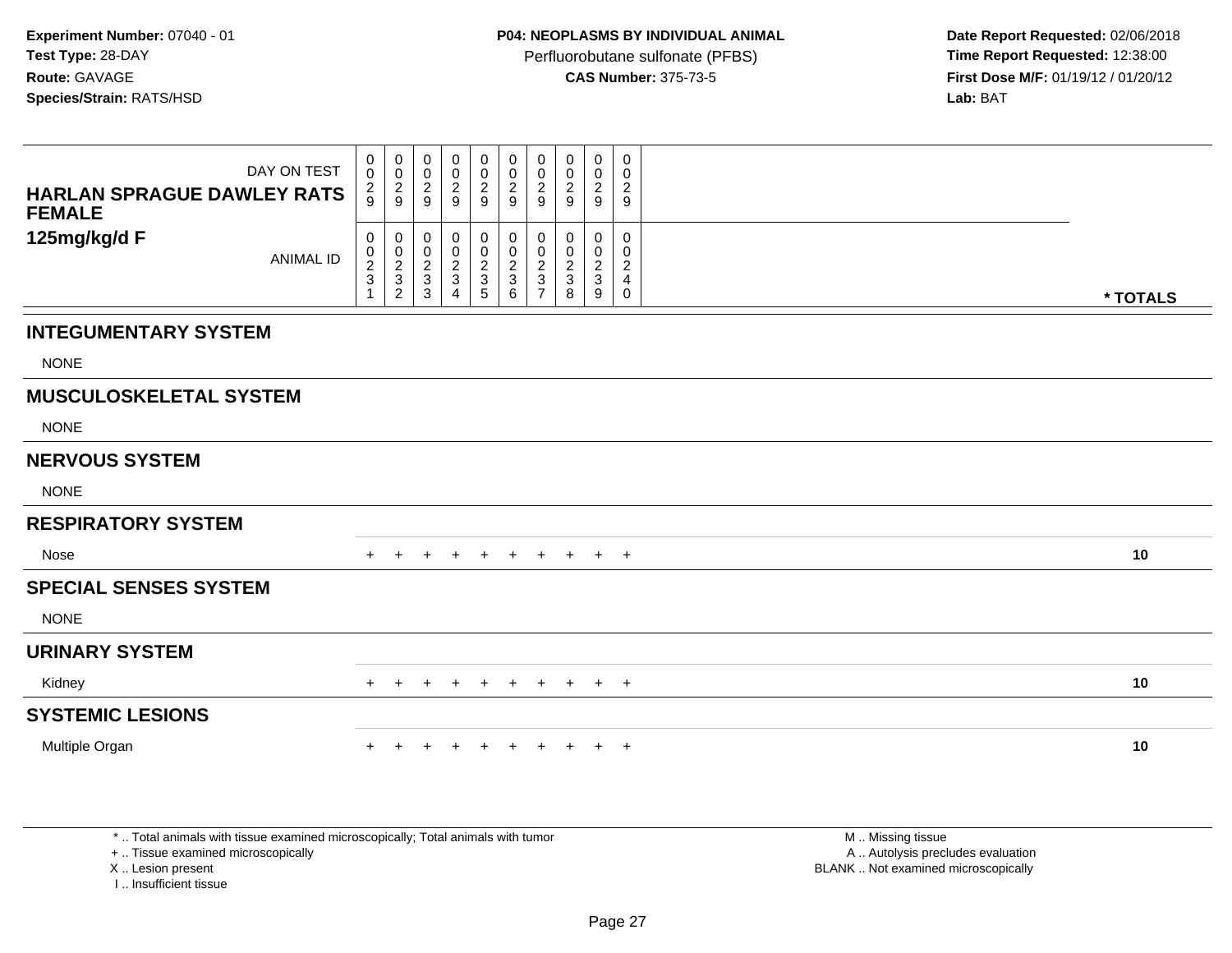**Experiment Number:** 07040 - 01
**Test Type:** 28-DAY
**Route:** GAVAGE
**Species/Strain:** RATS/HSD

**P04: NEOPLASMS BY INDIVIDUAL ANIMAL**
Perfluorobutane sulfonate (PFBS)
**CAS Number:** 375-73-5

**Date Report Requested:** 02/06/2018
**Time Report Requested:** 12:38:00
**First Dose M/F:** 01/19/12 / 01/20/12
**Lab:** BAT

| HARLAN SPRAGUE DAWLEY RATS FEMALE 125mg/kg/d F | | | | | | | | | | | |
|---|---|---|---|---|---|---|---|---|---|---|---|
| DAY ON TEST | 0029 | 0029 | 0029 | 0029 | 0029 | 0029 | 0029 | 0029 | 0029 | 0029 | |
| ANIMAL ID | 00231 | 00232 | 00233 | 00234 | 00235 | 00236 | 00237 | 00238 | 00239 | 00240 | * TOTALS |
| **INTEGUMENTARY SYSTEM** | | | | | | | | | | | |
| NONE | | | | | | | | | | | |
| **MUSCULOSKELETAL SYSTEM** | | | | | | | | | | | |
| NONE | | | | | | | | | | | |
| **NERVOUS SYSTEM** | | | | | | | | | | | |
| NONE | | | | | | | | | | | |
| **RESPIRATORY SYSTEM** | | | | | | | | | | | |
| Nose | + | + | + | + | + | + | + | + | + | + | **10** |
| **SPECIAL SENSES SYSTEM** | | | | | | | | | | | |
| NONE | | | | | | | | | | | |
| **URINARY SYSTEM** | | | | | | | | | | | |
| Kidney | + | + | + | + | + | + | + | + | + | + | **10** |
| **SYSTEMIC LESIONS** | | | | | | | | | | | |
| Multiple Organ | + | + | + | + | + | + | + | + | + | + | **10** |

* .. Total animals with tissue examined microscopically; Total animals with tumor
+ .. Tissue examined microscopically
X .. Lesion present
I .. Insufficient tissue

M .. Missing tissue
A .. Autolysis precludes evaluation
BLANK .. Not examined microscopically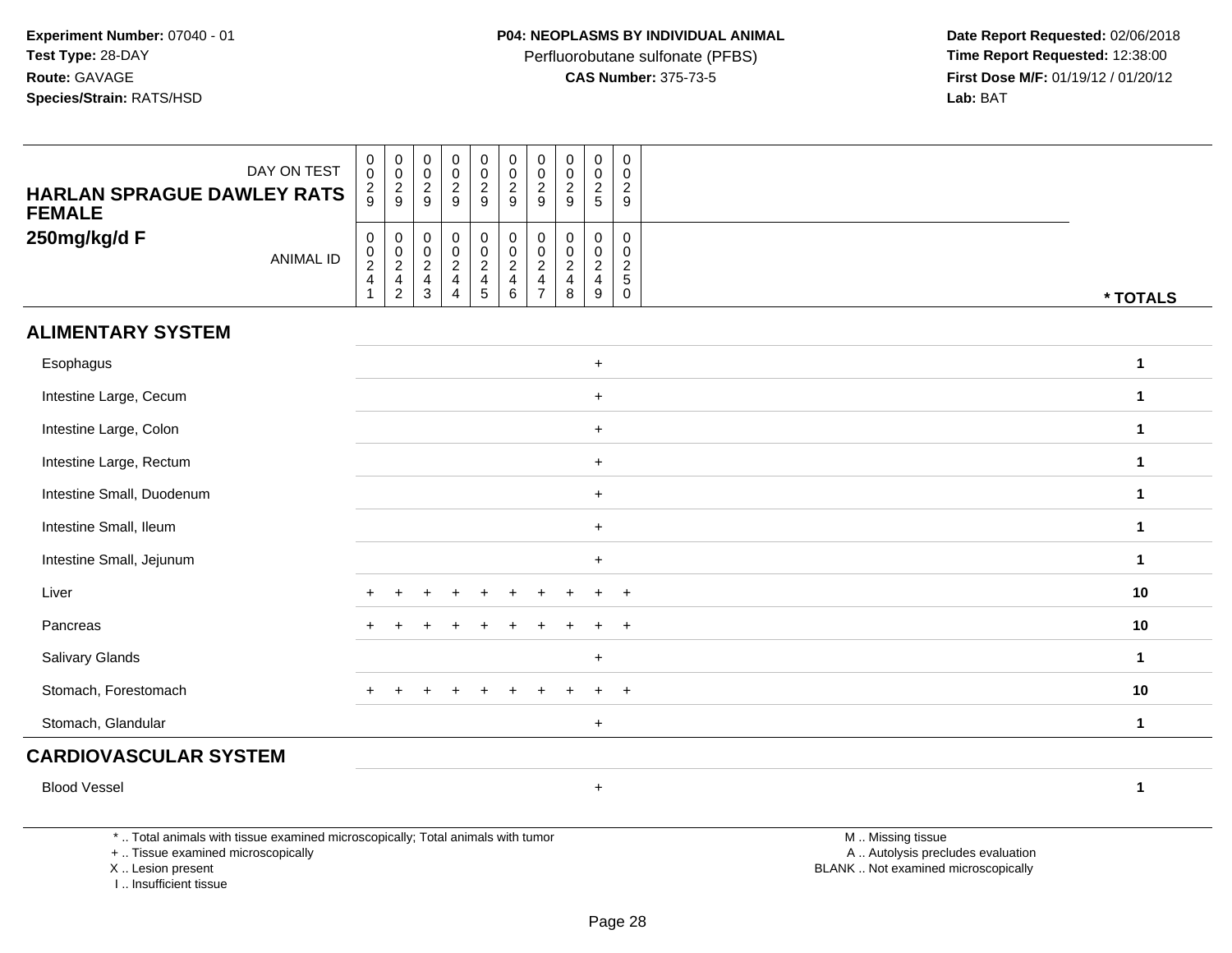**Experiment Number:** 07040 - 01
**Test Type:** 28-DAY
**Route:** GAVAGE
**Species/Strain:** RATS/HSD

**P04: NEOPLASMS BY INDIVIDUAL ANIMAL**
Perfluorobutane sulfonate (PFBS)
**CAS Number:** 375-73-5

**Date Report Requested:** 02/06/2018
**Time Report Requested:** 12:38:00
**First Dose M/F:** 01/19/12 / 01/20/12
**Lab:** BAT

| HARLAN SPRAGUE DAWLEY RATS FEMALE 250mg/kg/d F | | | | | | | | | | | |
|---|---|---|---|---|---|---|---|---|---|---|---|
| DAY ON TEST | 0029 | 0029 | 0029 | 0029 | 0029 | 0029 | 0029 | 0029 | 0025 | 0029 | |
| ANIMAL ID | 00241 | 00242 | 00243 | 00244 | 00245 | 00246 | 00247 | 00248 | 00249 | 00250 | * TOTALS |
| **ALIMENTARY SYSTEM** | | | | | | | | | | | |
| Esophagus | | | | | | | | | + | | 1 |
| Intestine Large, Cecum | | | | | | | | | + | | 1 |
| Intestine Large, Colon | | | | | | | | | + | | 1 |
| Intestine Large, Rectum | | | | | | | | | + | | 1 |
| Intestine Small, Duodenum | | | | | | | | | + | | 1 |
| Intestine Small, Ileum | | | | | | | | | + | | 1 |
| Intestine Small, Jejunum | | | | | | | | | + | | 1 |
| Liver | + | + | + | + | + | + | + | + | + | + | 10 |
| Pancreas | + | + | + | + | + | + | + | + | + | + | 10 |
| Salivary Glands | | | | | | | | | + | | 1 |
| Stomach, Forestomach | + | + | + | + | + | + | + | + | + | + | 10 |
| Stomach, Glandular | | | | | | | | | + | | 1 |
| **CARDIOVASCULAR SYSTEM** | | | | | | | | | | | |
| Blood Vessel | | | | | | | | | + | | 1 |

\* .. Total animals with tissue examined microscopically; Total animals with tumor
\+ .. Tissue examined microscopically
X .. Lesion present
I .. Insufficient tissue

M .. Missing tissue
A .. Autolysis precludes evaluation
BLANK .. Not examined microscopically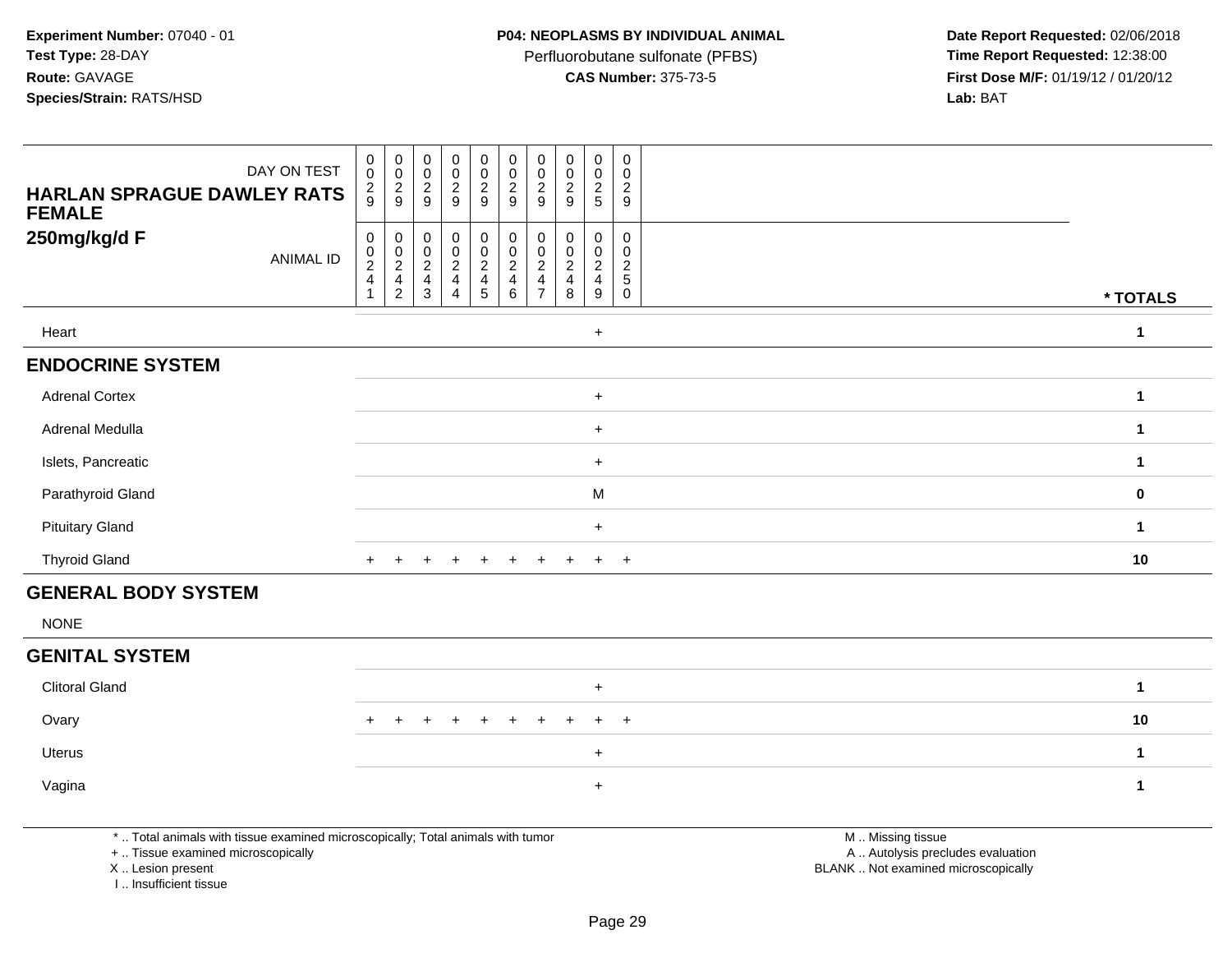**Experiment Number:** 07040 - 01
**Test Type:** 28-DAY
**Route:** GAVAGE
**Species/Strain:** RATS/HSD

**P04: NEOPLASMS BY INDIVIDUAL ANIMAL**
Perfluorobutane sulfonate (PFBS)
**CAS Number:** 375-73-5

**Date Report Requested:** 02/06/2018
**Time Report Requested:** 12:38:00
**First Dose M/F:** 01/19/12 / 01/20/12
**Lab:** BAT

| HARLAN SPRAGUE DAWLEY RATS FEMALE 250mg/kg/d F | | | | | | | | | | | |
|---|---|---|---|---|---|---|---|---|---|---|---|
| DAY ON TEST | 0029 | 0029 | 0029 | 0029 | 0029 | 0029 | 0029 | 0029 | 0025 | 0029 | |
| ANIMAL ID | 00241 | 00242 | 00243 | 00244 | 00245 | 00246 | 00247 | 00248 | 00249 | 00250 | * TOTALS |
| Heart | | | | | | | | | + | | 1 |
| **ENDOCRINE SYSTEM** | | | | | | | | | | | |
| Adrenal Cortex | | | | | | | | | + | | 1 |
| Adrenal Medulla | | | | | | | | | + | | 1 |
| Islets, Pancreatic | | | | | | | | | + | | 1 |
| Parathyroid Gland | | | | | | | | | M | | 0 |
| Pituitary Gland | | | | | | | | | + | | 1 |
| Thyroid Gland | + | + | + | + | + | + | + | + | + | + | 10 |
| **GENERAL BODY SYSTEM** | | | | | | | | | | | |
| NONE | | | | | | | | | | | |
| **GENITAL SYSTEM** | | | | | | | | | | | |
| Clitoral Gland | | | | | | | | | + | | 1 |
| Ovary | + | + | + | + | + | + | + | + | + | + | 10 |
| Uterus | | | | | | | | | + | | 1 |
| Vagina | | | | | | | | | + | | 1 |

* .. Total animals with tissue examined microscopically; Total animals with tumor
+ .. Tissue examined microscopically
X .. Lesion present
I .. Insufficient tissue

M .. Missing tissue
A .. Autolysis precludes evaluation
BLANK .. Not examined microscopically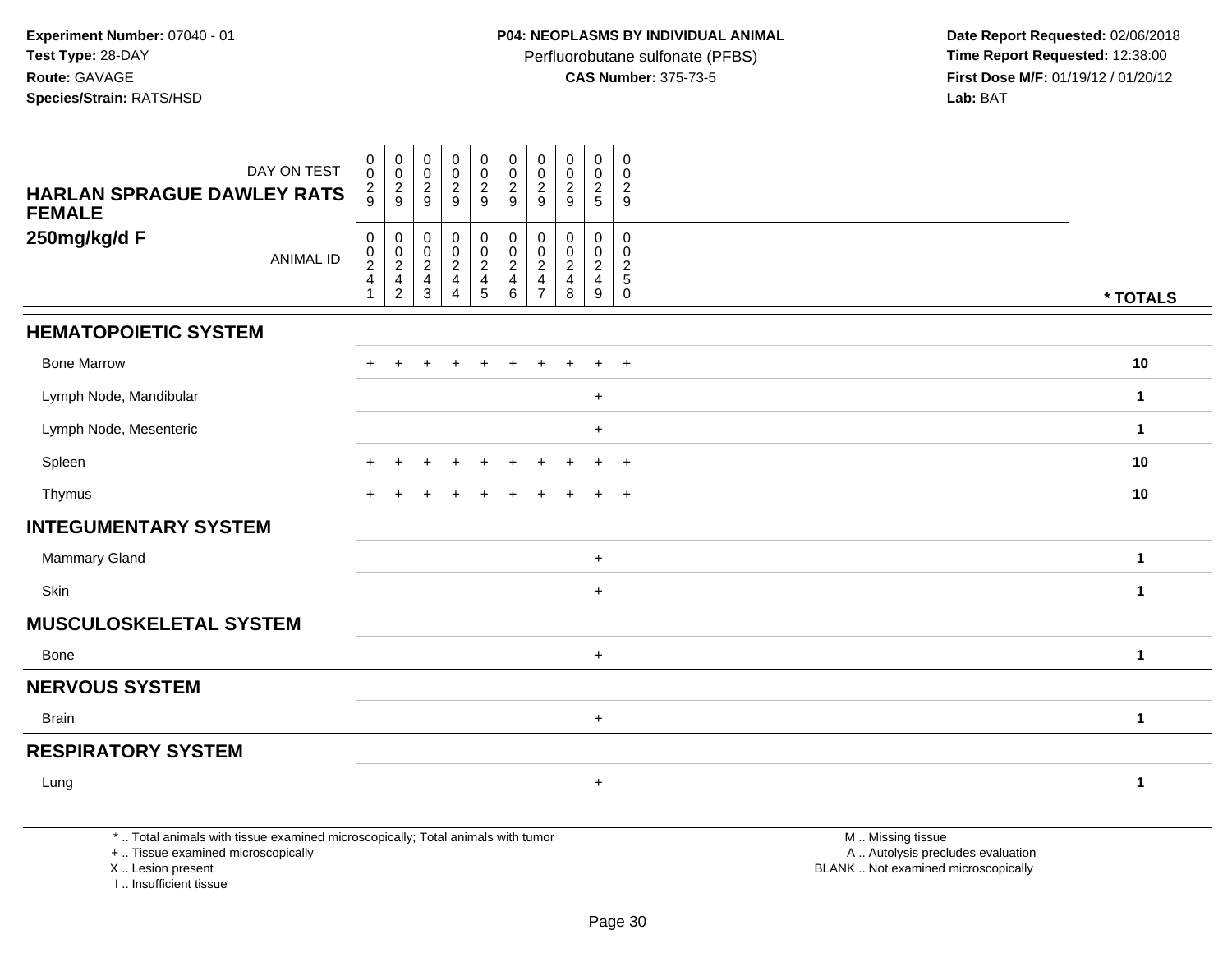**Experiment Number:** 07040 - 01
**Test Type:** 28-DAY
**Route:** GAVAGE
**Species/Strain:** RATS/HSD

**P04: NEOPLASMS BY INDIVIDUAL ANIMAL**
Perfluorobutane sulfonate (PFBS)
**CAS Number:** 375-73-5

**Date Report Requested:** 02/06/2018
**Time Report Requested:** 12:38:00
**First Dose M/F:** 01/19/12 / 01/20/12
**Lab:** BAT

**HARLAN SPRAGUE DAWLEY RATS FEMALE**
**250mg/kg/d F**

| DAY ON TEST | 0029 | 0029 | 0029 | 0029 | 0029 | 0029 | 0029 | 0029 | 0025 | 0029 | |
|---|---|---|---|---|---|---|---|---|---|---|---|
| ANIMAL ID | 00241 | 00242 | 00243 | 00244 | 00245 | 00246 | 00247 | 00248 | 00249 | 00250 | * TOTALS |
| **HEMATOPOIETIC SYSTEM** | | | | | | | | | | | |
| Bone Marrow | + | + | + | + | + | + | + | + | + | + | 10 |
| Lymph Node, Mandibular | | | | | | | | | + | | 1 |
| Lymph Node, Mesenteric | | | | | | | | | + | | 1 |
| Spleen | + | + | + | + | + | + | + | + | + | + | 10 |
| Thymus | + | + | + | + | + | + | + | + | + | + | 10 |
| **INTEGUMENTARY SYSTEM** | | | | | | | | | | | |
| Mammary Gland | | | | | | | | | + | | 1 |
| Skin | | | | | | | | | + | | 1 |
| **MUSCULOSKELETAL SYSTEM** | | | | | | | | | | | |
| Bone | | | | | | | | | + | | 1 |
| **NERVOUS SYSTEM** | | | | | | | | | | | |
| Brain | | | | | | | | | + | | 1 |
| **RESPIRATORY SYSTEM** | | | | | | | | | | | |
| Lung | | | | | | | | | + | | 1 |

\* .. Total animals with tissue examined microscopically; Total animals with tumor
\+ .. Tissue examined microscopically
X .. Lesion present
I .. Insufficient tissue

M .. Missing tissue
A .. Autolysis precludes evaluation
BLANK .. Not examined microscopically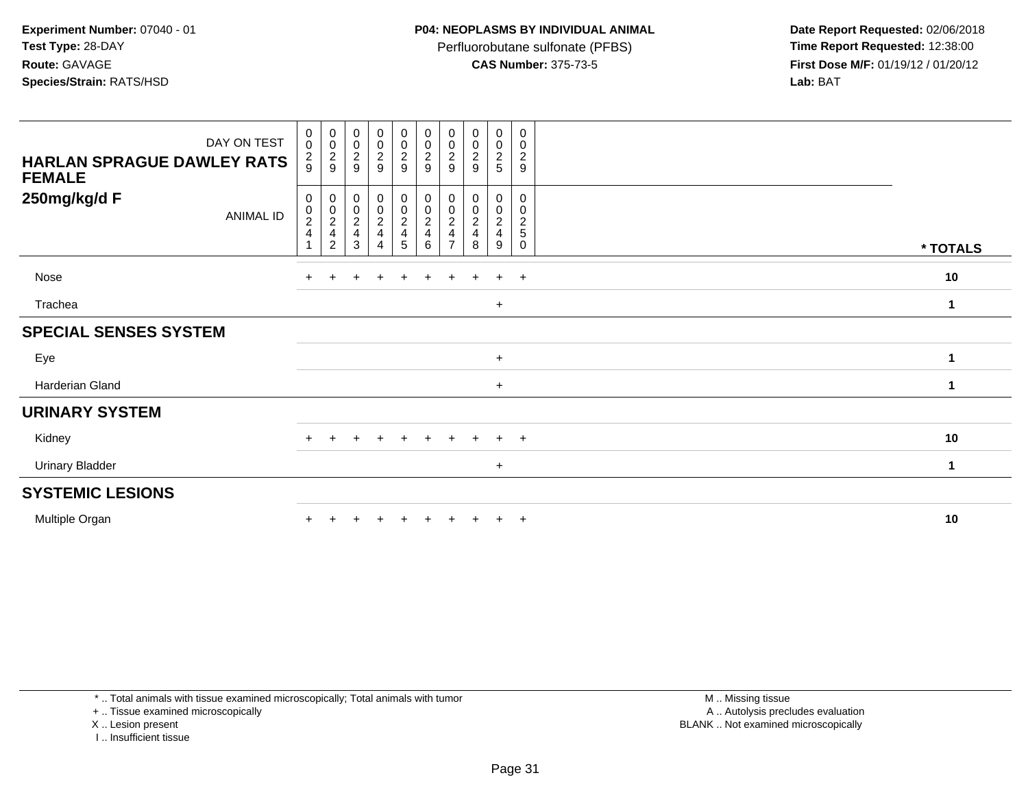**Experiment Number:** 07040 - 01
**Test Type:** 28-DAY
**Route:** GAVAGE
**Species/Strain:** RATS/HSD

**P04: NEOPLASMS BY INDIVIDUAL ANIMAL**
Perfluorobutane sulfonate (PFBS)
**CAS Number:** 375-73-5

**Date Report Requested:** 02/06/2018
**Time Report Requested:** 12:38:00
**First Dose M/F:** 01/19/12 / 01/20/12
**Lab:** BAT

| HARLAN SPRAGUE DAWLEY RATS FEMALE 250mg/kg/d F | | | | | | | | | | | |
|---|---|---|---|---|---|---|---|---|---|---|---|
| DAY ON TEST | 0029 | 0029 | 0029 | 0029 | 0029 | 0029 | 0029 | 0029 | 0025 | 0029 | |
| ANIMAL ID | 00241 | 00242 | 00243 | 00244 | 00245 | 00246 | 00247 | 00248 | 00249 | 00250 | * TOTALS |
| Nose | + | + | + | + | + | + | + | + | + | + | 10 |
| Trachea | | | | | | | | | + | | 1 |
| **SPECIAL SENSES SYSTEM** | | | | | | | | | | | |
| Eye | | | | | | | | | + | | 1 |
| Harderian Gland | | | | | | | | | + | | 1 |
| **URINARY SYSTEM** | | | | | | | | | | | |
| Kidney | + | + | + | + | + | + | + | + | + | + | 10 |
| Urinary Bladder | | | | | | | | | + | | 1 |
| **SYSTEMIC LESIONS** | | | | | | | | | | | |
| Multiple Organ | + | + | + | + | + | + | + | + | + | + | 10 |

* .. Total animals with tissue examined microscopically; Total animals with tumor
+ .. Tissue examined microscopically
X .. Lesion present
I .. Insufficient tissue

M .. Missing tissue
A .. Autolysis precludes evaluation
BLANK .. Not examined microscopically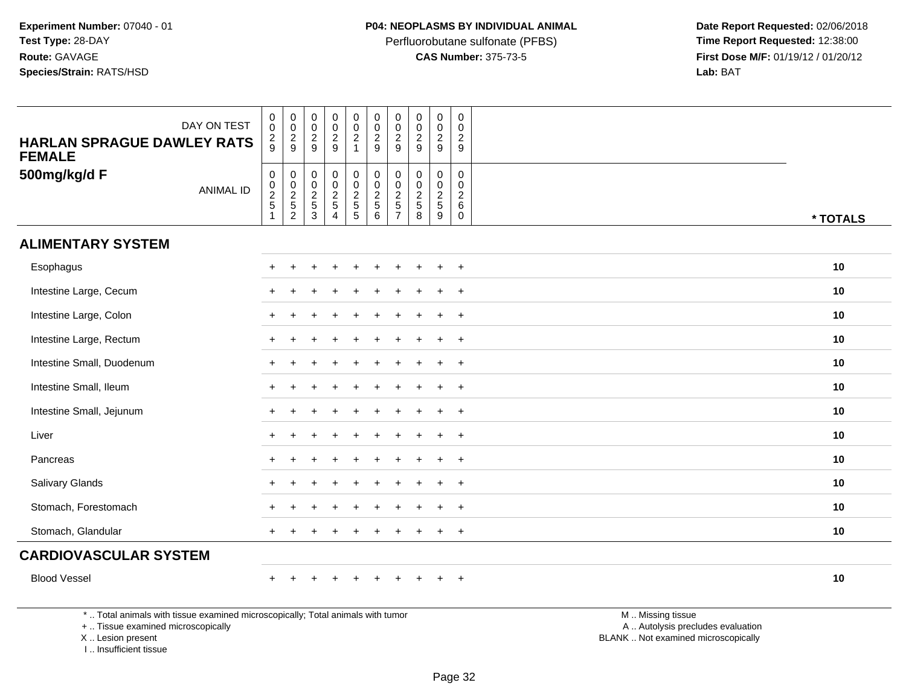**Experiment Number:** 07040 - 01
**Test Type:** 28-DAY
**Route:** GAVAGE
**Species/Strain:** RATS/HSD

**P04: NEOPLASMS BY INDIVIDUAL ANIMAL**
Perfluorobutane sulfonate (PFBS)
**CAS Number:** 375-73-5

**Date Report Requested:** 02/06/2018
**Time Report Requested:** 12:38:00
**First Dose M/F:** 01/19/12 / 01/20/12
**Lab:** BAT

| HARLAN SPRAGUE DAWLEY RATS FEMALE 500mg/kg/d F — DAY ON TEST | 0029 | 0029 | 0029 | 0029 | 0021 | 0029 | 0029 | 0029 | 0029 | 0029 | |
|---|---|---|---|---|---|---|---|---|---|---|---|
| ANIMAL ID | 00251 | 00252 | 00253 | 00254 | 00255 | 00256 | 00257 | 00258 | 00259 | 00260 | * TOTALS |
| **ALIMENTARY SYSTEM** | | | | | | | | | | | |
| Esophagus | + | + | + | + | + | + | + | + | + | + | 10 |
| Intestine Large, Cecum | + | + | + | + | + | + | + | + | + | + | 10 |
| Intestine Large, Colon | + | + | + | + | + | + | + | + | + | + | 10 |
| Intestine Large, Rectum | + | + | + | + | + | + | + | + | + | + | 10 |
| Intestine Small, Duodenum | + | + | + | + | + | + | + | + | + | + | 10 |
| Intestine Small, Ileum | + | + | + | + | + | + | + | + | + | + | 10 |
| Intestine Small, Jejunum | + | + | + | + | + | + | + | + | + | + | 10 |
| Liver | + | + | + | + | + | + | + | + | + | + | 10 |
| Pancreas | + | + | + | + | + | + | + | + | + | + | 10 |
| Salivary Glands | + | + | + | + | + | + | + | + | + | + | 10 |
| Stomach, Forestomach | + | + | + | + | + | + | + | + | + | + | 10 |
| Stomach, Glandular | + | + | + | + | + | + | + | + | + | + | 10 |
| **CARDIOVASCULAR SYSTEM** | | | | | | | | | | | |
| Blood Vessel | + | + | + | + | + | + | + | + | + | + | 10 |

* .. Total animals with tissue examined microscopically; Total animals with tumor
+ .. Tissue examined microscopically
X .. Lesion present
I .. Insufficient tissue

M .. Missing tissue
A .. Autolysis precludes evaluation
BLANK .. Not examined microscopically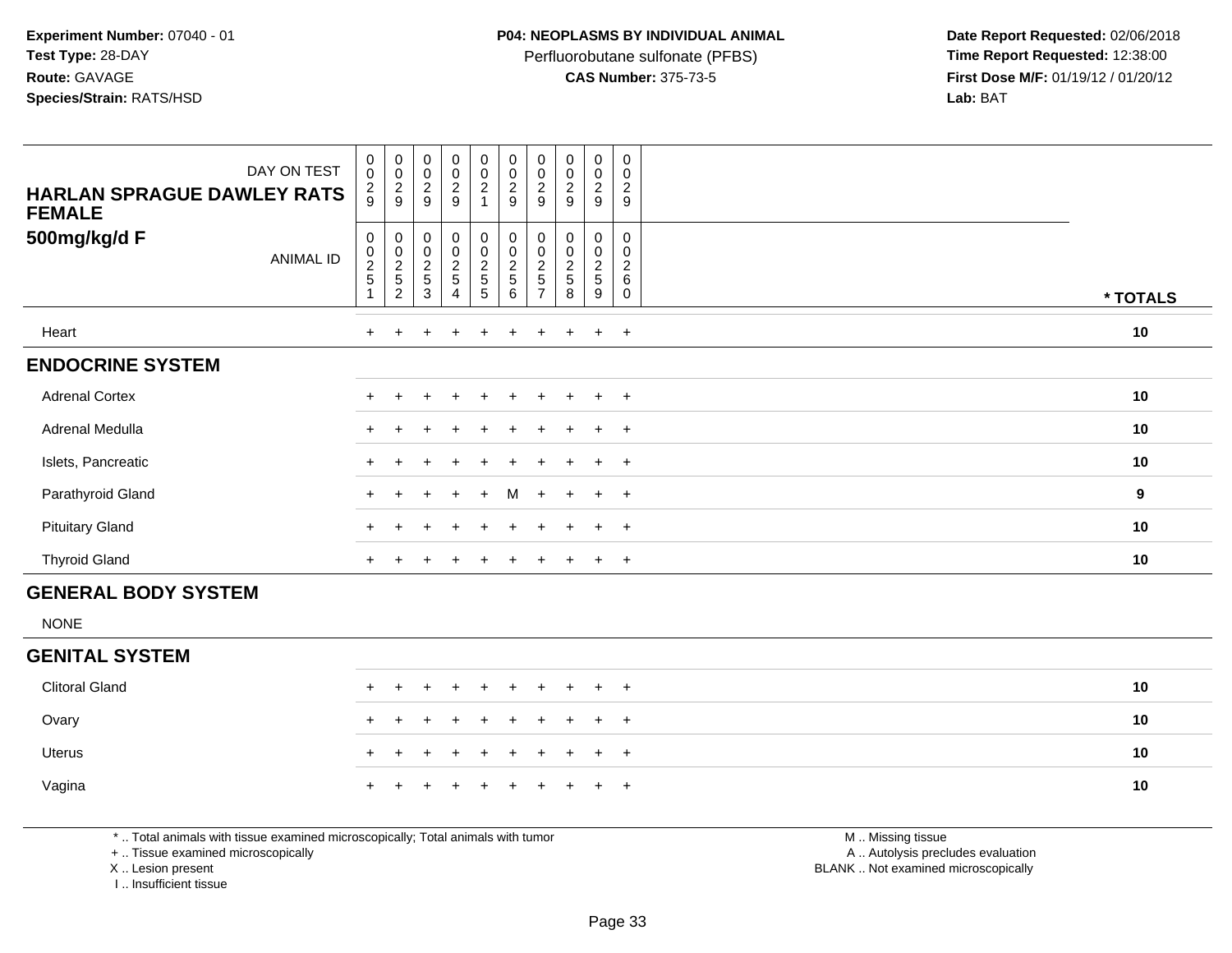**Experiment Number:** 07040 - 01
**Test Type:** 28-DAY
**Route:** GAVAGE
**Species/Strain:** RATS/HSD

**P04: NEOPLASMS BY INDIVIDUAL ANIMAL**
Perfluorobutane sulfonate (PFBS)
**CAS Number:** 375-73-5

**Date Report Requested:** 02/06/2018
**Time Report Requested:** 12:38:00
**First Dose M/F:** 01/19/12 / 01/20/12
**Lab:** BAT

| HARLAN SPRAGUE DAWLEY RATS FEMALE 500mg/kg/d F | | | | | | | | | | | |
|---|---|---|---|---|---|---|---|---|---|---|---|
| DAY ON TEST | 0029 | 0029 | 0029 | 0029 | 0021 | 0029 | 0029 | 0029 | 0029 | 0029 | |
| ANIMAL ID | 00251 | 00252 | 00253 | 00254 | 00255 | 00256 | 00257 | 00258 | 00259 | 00260 | * TOTALS |
| Heart | + | + | + | + | + | + | + | + | + | + | 10 |
| **ENDOCRINE SYSTEM** | | | | | | | | | | | |
| Adrenal Cortex | + | + | + | + | + | + | + | + | + | + | 10 |
| Adrenal Medulla | + | + | + | + | + | + | + | + | + | + | 10 |
| Islets, Pancreatic | + | + | + | + | + | + | + | + | + | + | 10 |
| Parathyroid Gland | + | + | + | + | + | M | + | + | + | + | 9 |
| Pituitary Gland | + | + | + | + | + | + | + | + | + | + | 10 |
| Thyroid Gland | + | + | + | + | + | + | + | + | + | + | 10 |
| **GENERAL BODY SYSTEM** | | | | | | | | | | | |
| NONE | | | | | | | | | | | |
| **GENITAL SYSTEM** | | | | | | | | | | | |
| Clitoral Gland | + | + | + | + | + | + | + | + | + | + | 10 |
| Ovary | + | + | + | + | + | + | + | + | + | + | 10 |
| Uterus | + | + | + | + | + | + | + | + | + | + | 10 |
| Vagina | + | + | + | + | + | + | + | + | + | + | 10 |

* .. Total animals with tissue examined microscopically; Total animals with tumor
+ .. Tissue examined microscopically
X .. Lesion present
I .. Insufficient tissue

M .. Missing tissue
A .. Autolysis precludes evaluation
BLANK .. Not examined microscopically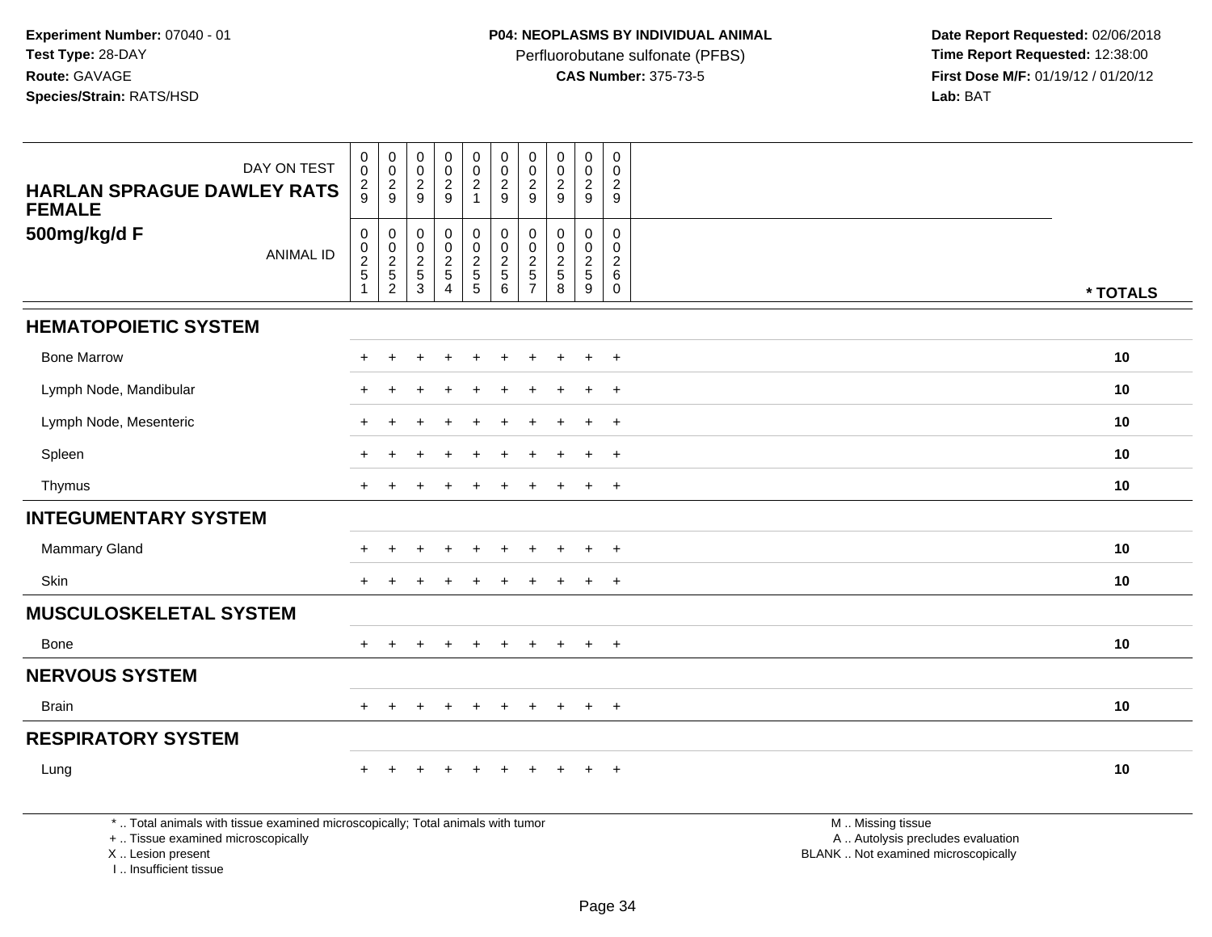**Experiment Number:** 07040 - 01
**Test Type:** 28-DAY
**Route:** GAVAGE
**Species/Strain:** RATS/HSD

**P04: NEOPLASMS BY INDIVIDUAL ANIMAL**
Perfluorobutane sulfonate (PFBS)
**CAS Number:** 375-73-5

**Date Report Requested:** 02/06/2018
**Time Report Requested:** 12:38:00
**First Dose M/F:** 01/19/12 / 01/20/12
**Lab:** BAT

| HARLAN SPRAGUE DAWLEY RATS FEMALE 500mg/kg/d F | | | | | | | | | | | |
|---|---|---|---|---|---|---|---|---|---|---|---|
| DAY ON TEST | 0029 | 0029 | 0029 | 0029 | 0021 | 0029 | 0029 | 0029 | 0029 | 0029 | |
| ANIMAL ID | 00251 | 00252 | 00253 | 00254 | 00255 | 00256 | 00257 | 00258 | 00259 | 00260 | * TOTALS |
| **HEMATOPOIETIC SYSTEM** | | | | | | | | | | | |
| Bone Marrow | + | + | + | + | + | + | + | + | + | + | 10 |
| Lymph Node, Mandibular | + | + | + | + | + | + | + | + | + | + | 10 |
| Lymph Node, Mesenteric | + | + | + | + | + | + | + | + | + | + | 10 |
| Spleen | + | + | + | + | + | + | + | + | + | + | 10 |
| Thymus | + | + | + | + | + | + | + | + | + | + | 10 |
| **INTEGUMENTARY SYSTEM** | | | | | | | | | | | |
| Mammary Gland | + | + | + | + | + | + | + | + | + | + | 10 |
| Skin | + | + | + | + | + | + | + | + | + | + | 10 |
| **MUSCULOSKELETAL SYSTEM** | | | | | | | | | | | |
| Bone | + | + | + | + | + | + | + | + | + | + | 10 |
| **NERVOUS SYSTEM** | | | | | | | | | | | |
| Brain | + | + | + | + | + | + | + | + | + | + | 10 |
| **RESPIRATORY SYSTEM** | | | | | | | | | | | |
| Lung | + | + | + | + | + | + | + | + | + | + | 10 |

\* .. Total animals with tissue examined microscopically; Total animals with tumor
\+ .. Tissue examined microscopically
X .. Lesion present
I .. Insufficient tissue

M .. Missing tissue
A .. Autolysis precludes evaluation
BLANK .. Not examined microscopically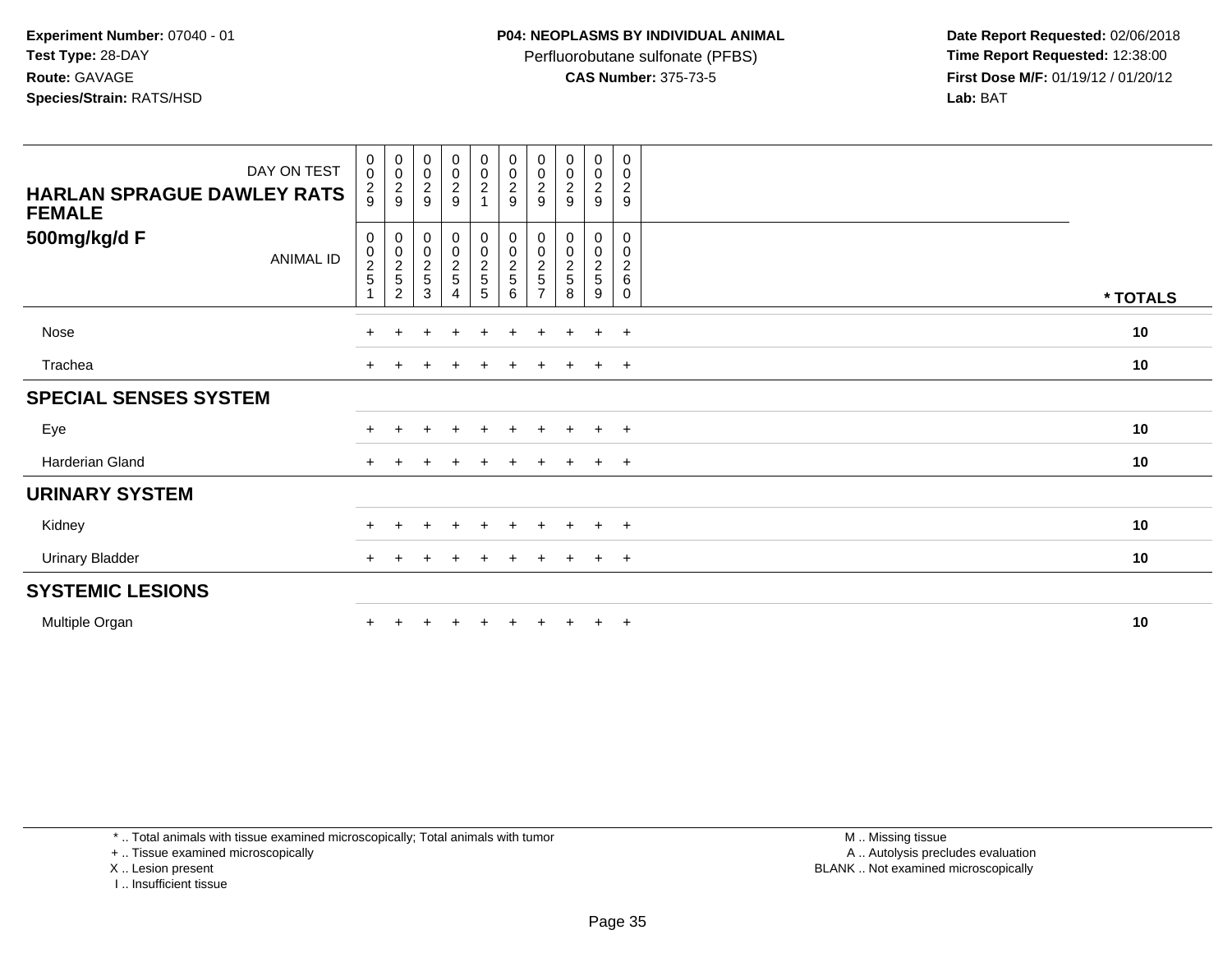**Experiment Number:** 07040 - 01
**Test Type:** 28-DAY
**Route:** GAVAGE
**Species/Strain:** RATS/HSD

**P04: NEOPLASMS BY INDIVIDUAL ANIMAL**
Perfluorobutane sulfonate (PFBS)
**CAS Number:** 375-73-5

**Date Report Requested:** 02/06/2018
**Time Report Requested:** 12:38:00
**First Dose M/F:** 01/19/12 / 01/20/12
**Lab:** BAT

| HARLAN SPRAGUE DAWLEY RATS FEMALE 500mg/kg/d F | | | | | | | | | | | |
|---|---|---|---|---|---|---|---|---|---|---|---|
| DAY ON TEST | 0029 | 0029 | 0029 | 0029 | 0021 | 0029 | 0029 | 0029 | 0029 | 0029 | |
| ANIMAL ID | 00251 | 00252 | 00253 | 00254 | 00255 | 00256 | 00257 | 00258 | 00259 | 00260 | * TOTALS |
| Nose | + | + | + | + | + | + | + | + | + | + | 10 |
| Trachea | + | + | + | + | + | + | + | + | + | + | 10 |
| **SPECIAL SENSES SYSTEM** | | | | | | | | | | | |
| Eye | + | + | + | + | + | + | + | + | + | + | 10 |
| Harderian Gland | + | + | + | + | + | + | + | + | + | + | 10 |
| **URINARY SYSTEM** | | | | | | | | | | | |
| Kidney | + | + | + | + | + | + | + | + | + | + | 10 |
| Urinary Bladder | + | + | + | + | + | + | + | + | + | + | 10 |
| **SYSTEMIC LESIONS** | | | | | | | | | | | |
| Multiple Organ | + | + | + | + | + | + | + | + | + | + | 10 |

* .. Total animals with tissue examined microscopically; Total animals with tumor
+ .. Tissue examined microscopically
X .. Lesion present
I .. Insufficient tissue

M .. Missing tissue
A .. Autolysis precludes evaluation
BLANK .. Not examined microscopically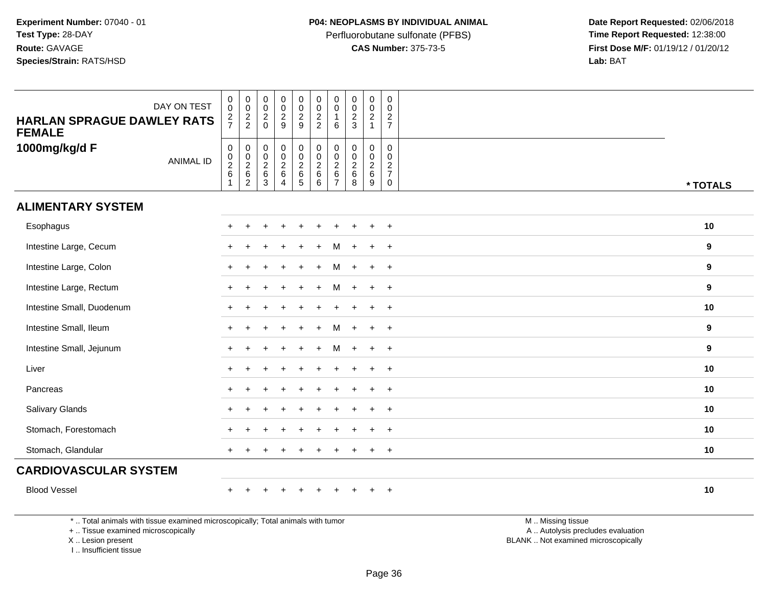**Experiment Number:** 07040 - 01
**Test Type:** 28-DAY
**Route:** GAVAGE
**Species/Strain:** RATS/HSD

**P04: NEOPLASMS BY INDIVIDUAL ANIMAL**
Perfluorobutane sulfonate (PFBS)
**CAS Number:** 375-73-5

**Date Report Requested:** 02/06/2018
**Time Report Requested:** 12:38:00
**First Dose M/F:** 01/19/12 / 01/20/12
**Lab:** BAT

**HARLAN SPRAGUE DAWLEY RATS FEMALE**
**1000mg/kg/d F**

| DAY ON TEST | 0027 | 0022 | 0020 | 0029 | 0029 | 0022 | 0016 | 0023 | 0021 | 0027 | |
|---|---|---|---|---|---|---|---|---|---|---|---|
| ANIMAL ID | 00261 | 00262 | 00263 | 00264 | 00265 | 00266 | 00267 | 00268 | 00269 | 00270 | * TOTALS |
| **ALIMENTARY SYSTEM** | | | | | | | | | | | |
| Esophagus | + | + | + | + | + | + | + | + | + | + | 10 |
| Intestine Large, Cecum | + | + | + | + | + | + | M | + | + | + | 9 |
| Intestine Large, Colon | + | + | + | + | + | + | M | + | + | + | 9 |
| Intestine Large, Rectum | + | + | + | + | + | + | M | + | + | + | 9 |
| Intestine Small, Duodenum | + | + | + | + | + | + | + | + | + | + | 10 |
| Intestine Small, Ileum | + | + | + | + | + | + | M | + | + | + | 9 |
| Intestine Small, Jejunum | + | + | + | + | + | + | M | + | + | + | 9 |
| Liver | + | + | + | + | + | + | + | + | + | + | 10 |
| Pancreas | + | + | + | + | + | + | + | + | + | + | 10 |
| Salivary Glands | + | + | + | + | + | + | + | + | + | + | 10 |
| Stomach, Forestomach | + | + | + | + | + | + | + | + | + | + | 10 |
| Stomach, Glandular | + | + | + | + | + | + | + | + | + | + | 10 |
| **CARDIOVASCULAR SYSTEM** | | | | | | | | | | | |
| Blood Vessel | + | + | + | + | + | + | + | + | + | + | 10 |

* .. Total animals with tissue examined microscopically; Total animals with tumor
+ .. Tissue examined microscopically
X .. Lesion present
I .. Insufficient tissue

M .. Missing tissue
A .. Autolysis precludes evaluation
BLANK .. Not examined microscopically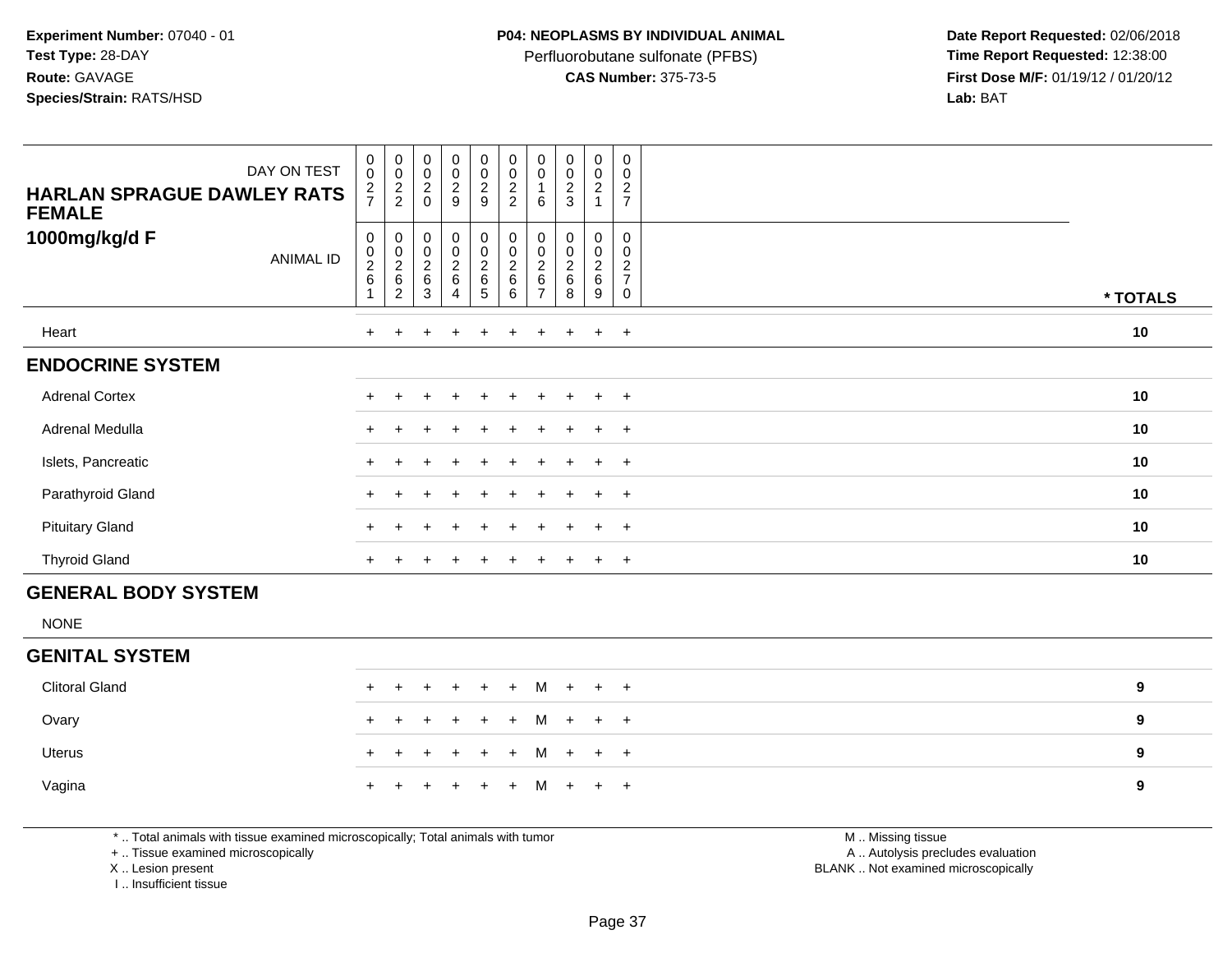**Experiment Number:** 07040 - 01
**Test Type:** 28-DAY
**Route:** GAVAGE
**Species/Strain:** RATS/HSD

**P04: NEOPLASMS BY INDIVIDUAL ANIMAL**
Perfluorobutane sulfonate (PFBS)
**CAS Number:** 375-73-5

**Date Report Requested:** 02/06/2018
**Time Report Requested:** 12:38:00
**First Dose M/F:** 01/19/12 / 01/20/12
**Lab:** BAT

| HARLAN SPRAGUE DAWLEY RATS FEMALE 1000mg/kg/d F | | | | | | | | | | | |
|---|---|---|---|---|---|---|---|---|---|---|---|
| DAY ON TEST | 0027 | 0022 | 0020 | 0029 | 0029 | 0022 | 0016 | 0023 | 0021 | 0027 | |
| ANIMAL ID | 00261 | 00262 | 00263 | 00264 | 00265 | 00266 | 00267 | 00268 | 00269 | 00270 | * TOTALS |
| Heart | + | + | + | + | + | + | + | + | + | + | 10 |
| **ENDOCRINE SYSTEM** | | | | | | | | | | | |
| Adrenal Cortex | + | + | + | + | + | + | + | + | + | + | 10 |
| Adrenal Medulla | + | + | + | + | + | + | + | + | + | + | 10 |
| Islets, Pancreatic | + | + | + | + | + | + | + | + | + | + | 10 |
| Parathyroid Gland | + | + | + | + | + | + | + | + | + | + | 10 |
| Pituitary Gland | + | + | + | + | + | + | + | + | + | + | 10 |
| Thyroid Gland | + | + | + | + | + | + | + | + | + | + | 10 |
| **GENERAL BODY SYSTEM** | | | | | | | | | | | |
| NONE | | | | | | | | | | | |
| **GENITAL SYSTEM** | | | | | | | | | | | |
| Clitoral Gland | + | + | + | + | + | + | M | + | + | + | 9 |
| Ovary | + | + | + | + | + | + | M | + | + | + | 9 |
| Uterus | + | + | + | + | + | + | M | + | + | + | 9 |
| Vagina | + | + | + | + | + | + | M | + | + | + | 9 |

* .. Total animals with tissue examined microscopically; Total animals with tumor
+ .. Tissue examined microscopically
X .. Lesion present
I .. Insufficient tissue

M .. Missing tissue
A .. Autolysis precludes evaluation
BLANK .. Not examined microscopically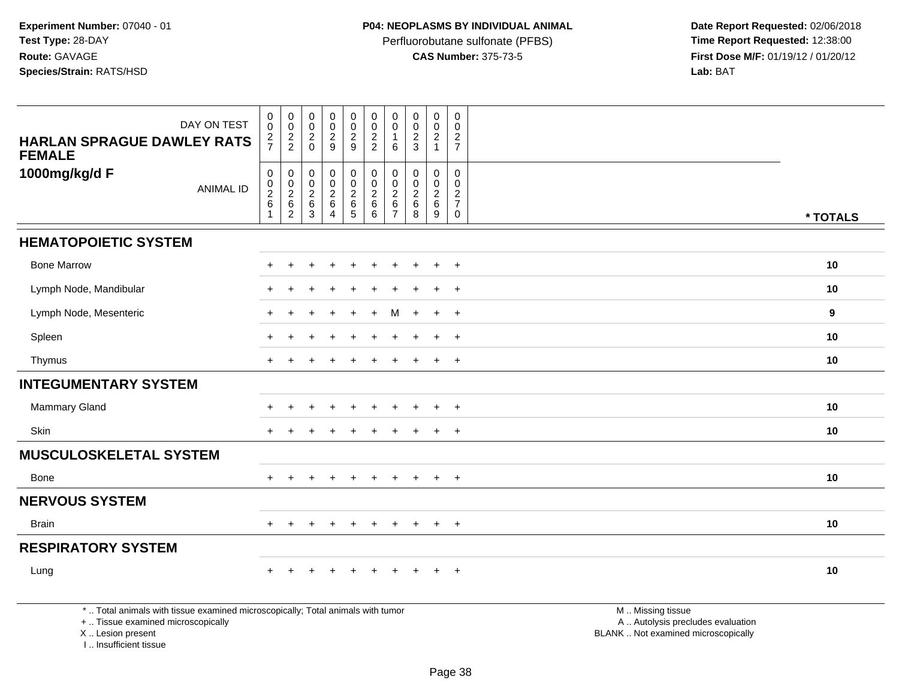**Experiment Number:** 07040 - 01
**Test Type:** 28-DAY
**Route:** GAVAGE
**Species/Strain:** RATS/HSD

**P04: NEOPLASMS BY INDIVIDUAL ANIMAL**
Perfluorobutane sulfonate (PFBS)
**CAS Number:** 375-73-5

**Date Report Requested:** 02/06/2018
**Time Report Requested:** 12:38:00
**First Dose M/F:** 01/19/12 / 01/20/12
**Lab:** BAT

| HARLAN SPRAGUE DAWLEY RATS FEMALE 1000mg/kg/d F | | | | | | | | | | | |
|---|---|---|---|---|---|---|---|---|---|---|---|
| DAY ON TEST | 0027 | 0022 | 0020 | 0029 | 0029 | 0022 | 0016 | 0023 | 0021 | 0027 | |
| ANIMAL ID | 00261 | 00262 | 00263 | 00264 | 00265 | 00266 | 00267 | 00268 | 00269 | 00270 | * TOTALS |
| **HEMATOPOIETIC SYSTEM** | | | | | | | | | | | |
| Bone Marrow | + | + | + | + | + | + | + | + | + | + | 10 |
| Lymph Node, Mandibular | + | + | + | + | + | + | + | + | + | + | 10 |
| Lymph Node, Mesenteric | + | + | + | + | + | + | M | + | + | + | 9 |
| Spleen | + | + | + | + | + | + | + | + | + | + | 10 |
| Thymus | + | + | + | + | + | + | + | + | + | + | 10 |
| **INTEGUMENTARY SYSTEM** | | | | | | | | | | | |
| Mammary Gland | + | + | + | + | + | + | + | + | + | + | 10 |
| Skin | + | + | + | + | + | + | + | + | + | + | 10 |
| **MUSCULOSKELETAL SYSTEM** | | | | | | | | | | | |
| Bone | + | + | + | + | + | + | + | + | + | + | 10 |
| **NERVOUS SYSTEM** | | | | | | | | | | | |
| Brain | + | + | + | + | + | + | + | + | + | + | 10 |
| **RESPIRATORY SYSTEM** | | | | | | | | | | | |
| Lung | + | + | + | + | + | + | + | + | + | + | 10 |

* .. Total animals with tissue examined microscopically; Total animals with tumor
+ .. Tissue examined microscopically
X .. Lesion present
I .. Insufficient tissue

M .. Missing tissue
A .. Autolysis precludes evaluation
BLANK .. Not examined microscopically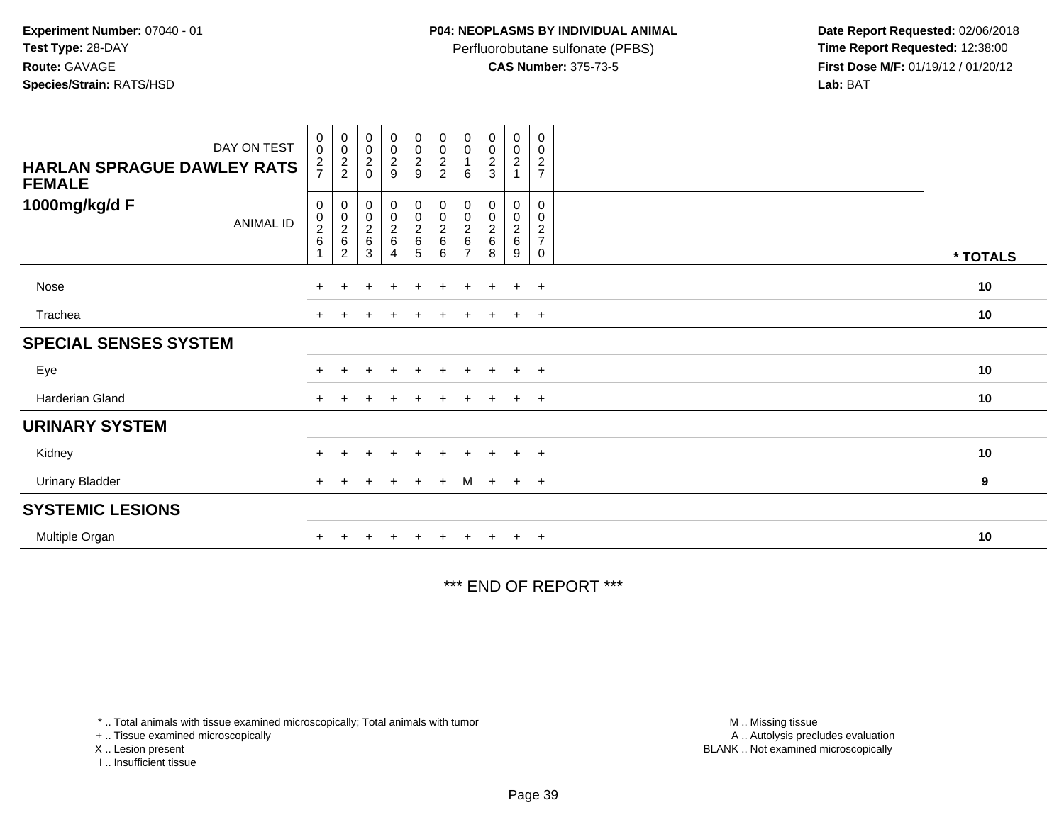**Experiment Number:** 07040 - 01
**Test Type:** 28-DAY
**Route:** GAVAGE
**Species/Strain:** RATS/HSD

**P04: NEOPLASMS BY INDIVIDUAL ANIMAL**
Perfluorobutane sulfonate (PFBS)
**CAS Number:** 375-73-5

**Date Report Requested:** 02/06/2018
**Time Report Requested:** 12:38:00
**First Dose M/F:** 01/19/12 / 01/20/12
**Lab:** BAT

| HARLAN SPRAGUE DAWLEY RATS FEMALE 1000mg/kg/d F | | | | | | | | | | | |
|---|---|---|---|---|---|---|---|---|---|---|---|
| DAY ON TEST | 0027 | 0022 | 0020 | 0029 | 0029 | 0022 | 0016 | 0023 | 0021 | 0027 | |
| ANIMAL ID | 00261 | 00262 | 00263 | 00264 | 00265 | 00266 | 00267 | 00268 | 00269 | 00270 | * TOTALS |
| Nose | + | + | + | + | + | + | + | + | + | + | 10 |
| Trachea | + | + | + | + | + | + | + | + | + | + | 10 |
| **SPECIAL SENSES SYSTEM** | | | | | | | | | | | |
| Eye | + | + | + | + | + | + | + | + | + | + | 10 |
| Harderian Gland | + | + | + | + | + | + | + | + | + | + | 10 |
| **URINARY SYSTEM** | | | | | | | | | | | |
| Kidney | + | + | + | + | + | + | + | + | + | + | 10 |
| Urinary Bladder | + | + | + | + | + | + | M | + | + | + | 9 |
| **SYSTEMIC LESIONS** | | | | | | | | | | | |
| Multiple Organ | + | + | + | + | + | + | + | + | + | + | 10 |

*** END OF REPORT ***

* .. Total animals with tissue examined microscopically; Total animals with tumor
+ .. Tissue examined microscopically
X .. Lesion present
I .. Insufficient tissue

M .. Missing tissue
A .. Autolysis precludes evaluation
BLANK .. Not examined microscopically